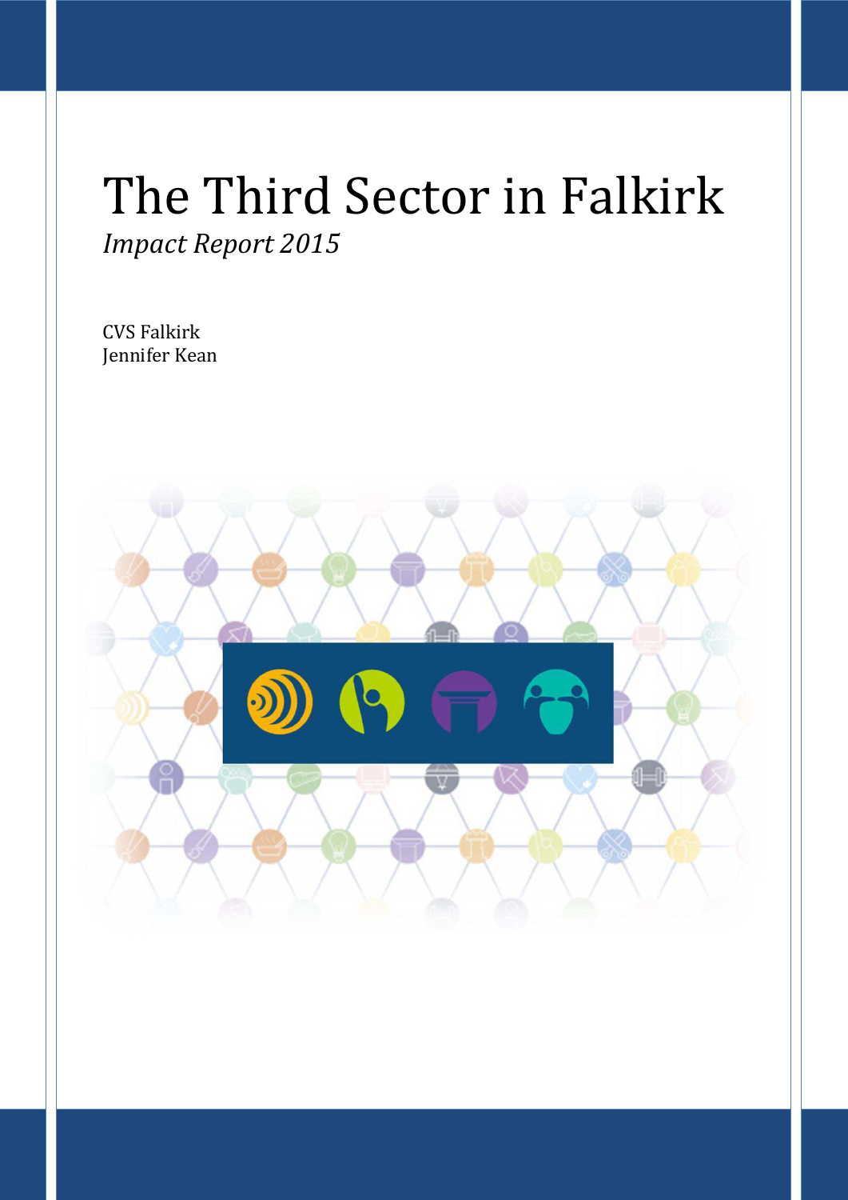# The Third Sector in Falkirk

*Impact Report 2015*

CVS Falkirk
Jennifer Kean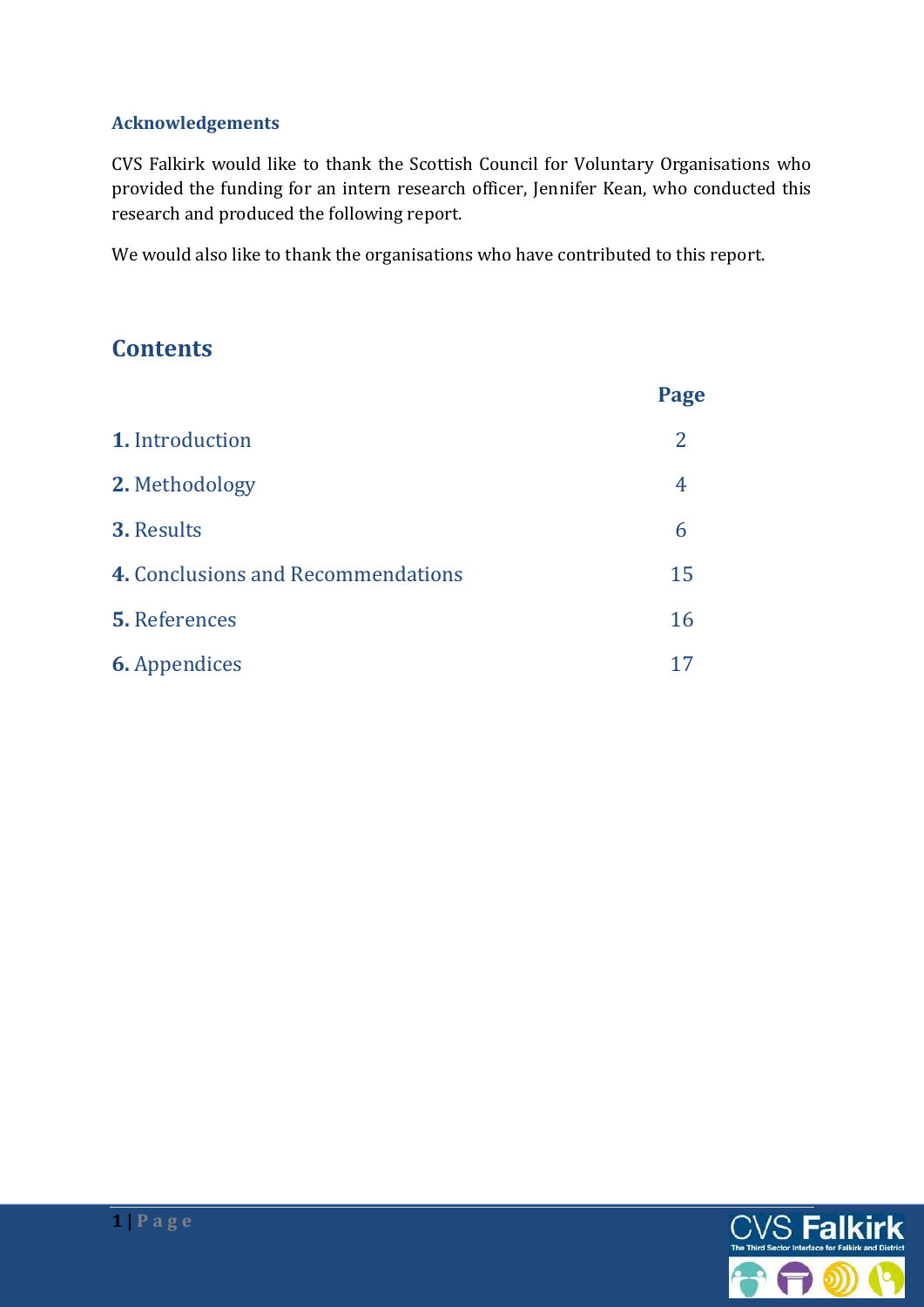### Acknowledgements

CVS Falkirk would like to thank the Scottish Council for Voluntary Organisations who provided the funding for an intern research officer, Jennifer Kean, who conducted this research and produced the following report.

We would also like to thank the organisations who have contributed to this report.

## Contents

| | Page |
|---|---|
| **1.** Introduction | 2 |
| **2.** Methodology | 4 |
| **3.** Results | 6 |
| **4.** Conclusions and Recommendations | 15 |
| **5.** References | 16 |
| **6.** Appendices | 17 |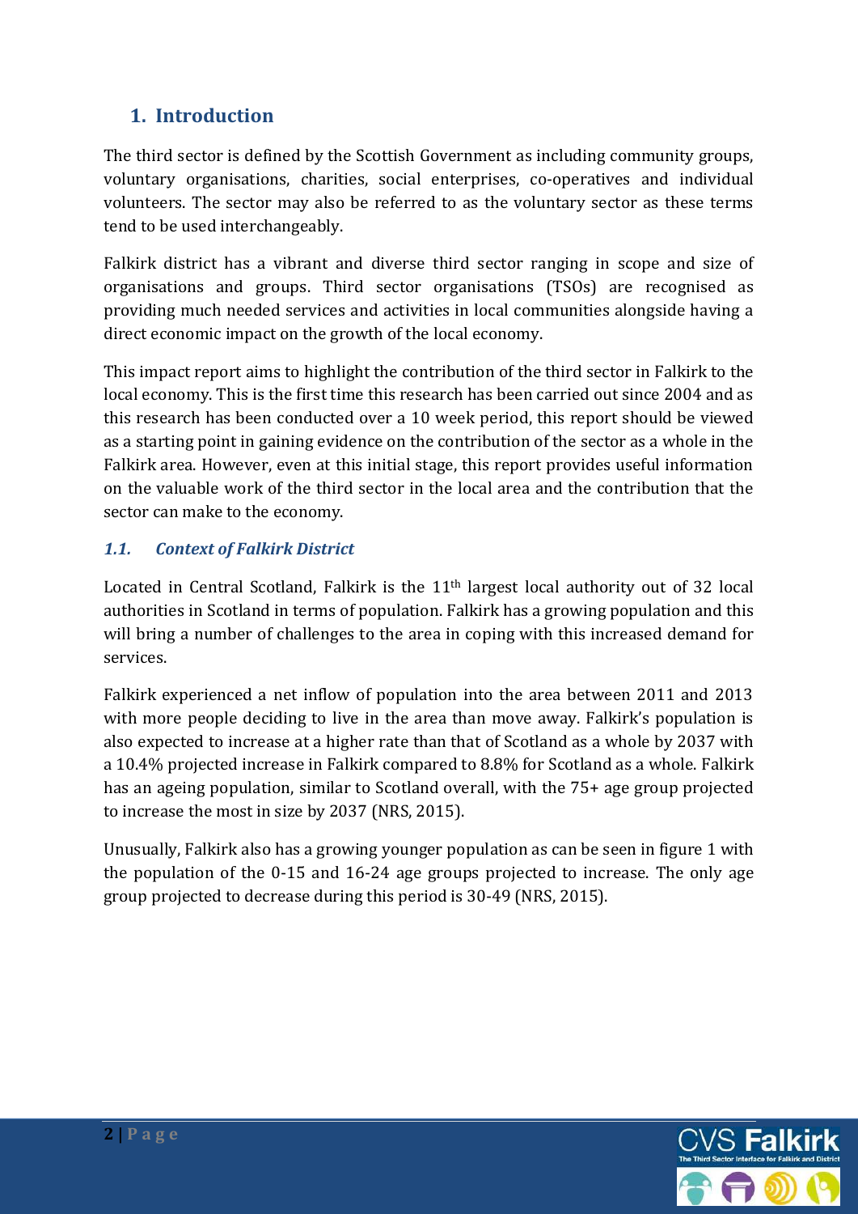## 1. Introduction

The third sector is defined by the Scottish Government as including community groups, voluntary organisations, charities, social enterprises, co-operatives and individual volunteers. The sector may also be referred to as the voluntary sector as these terms tend to be used interchangeably.

Falkirk district has a vibrant and diverse third sector ranging in scope and size of organisations and groups. Third sector organisations (TSOs) are recognised as providing much needed services and activities in local communities alongside having a direct economic impact on the growth of the local economy.

This impact report aims to highlight the contribution of the third sector in Falkirk to the local economy. This is the first time this research has been carried out since 2004 and as this research has been conducted over a 10 week period, this report should be viewed as a starting point in gaining evidence on the contribution of the sector as a whole in the Falkirk area. However, even at this initial stage, this report provides useful information on the valuable work of the third sector in the local area and the contribution that the sector can make to the economy.

### *1.1. Context of Falkirk District*

Located in Central Scotland, Falkirk is the 11th largest local authority out of 32 local authorities in Scotland in terms of population. Falkirk has a growing population and this will bring a number of challenges to the area in coping with this increased demand for services.

Falkirk experienced a net inflow of population into the area between 2011 and 2013 with more people deciding to live in the area than move away. Falkirk's population is also expected to increase at a higher rate than that of Scotland as a whole by 2037 with a 10.4% projected increase in Falkirk compared to 8.8% for Scotland as a whole. Falkirk has an ageing population, similar to Scotland overall, with the 75+ age group projected to increase the most in size by 2037 (NRS, 2015).

Unusually, Falkirk also has a growing younger population as can be seen in figure 1 with the population of the 0-15 and 16-24 age groups projected to increase. The only age group projected to decrease during this period is 30-49 (NRS, 2015).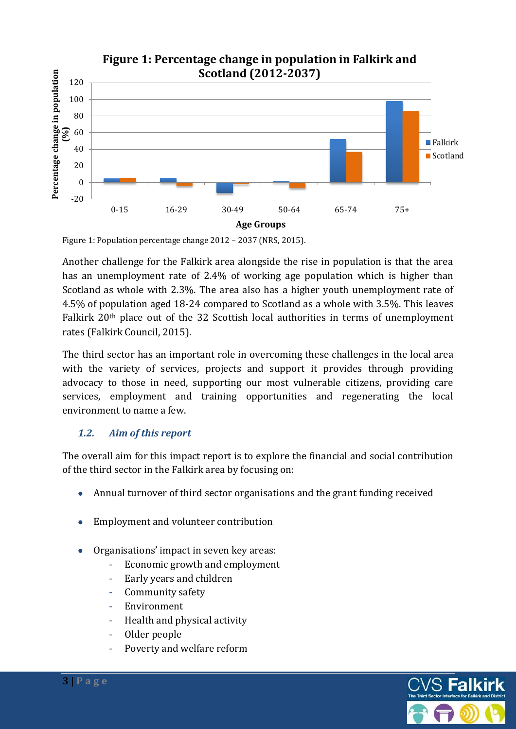Figure 1: Population percentage change 2012 – 2037 (NRS, 2015).

Another challenge for the Falkirk area alongside the rise in population is that the area has an unemployment rate of 2.4% of working age population which is higher than Scotland as whole with 2.3%. The area also has a higher youth unemployment rate of 4.5% of population aged 18-24 compared to Scotland as a whole with 3.5%. This leaves Falkirk 20th place out of the 32 Scottish local authorities in terms of unemployment rates (Falkirk Council, 2015).

The third sector has an important role in overcoming these challenges in the local area with the variety of services, projects and support it provides through providing advocacy to those in need, supporting our most vulnerable citizens, providing care services, employment and training opportunities and regenerating the local environment to name a few.

### *1.2. Aim of this report*

The overall aim for this impact report is to explore the financial and social contribution of the third sector in the Falkirk area by focusing on:

- Annual turnover of third sector organisations and the grant funding received
- Employment and volunteer contribution
- Organisations' impact in seven key areas:
  - Economic growth and employment
  - Early years and children
  - Community safety
  - Environment
  - Health and physical activity
  - Older people
  - Poverty and welfare reform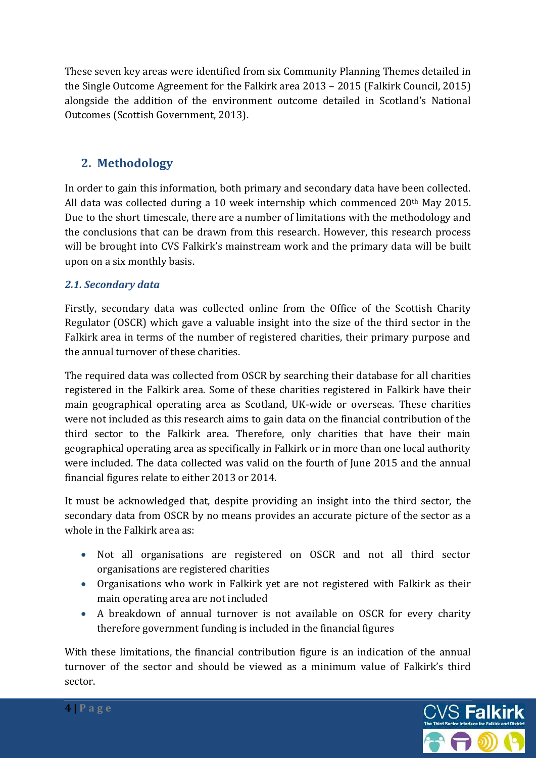These seven key areas were identified from six Community Planning Themes detailed in the Single Outcome Agreement for the Falkirk area 2013 – 2015 (Falkirk Council, 2015) alongside the addition of the environment outcome detailed in Scotland's National Outcomes (Scottish Government, 2013).

## 2. Methodology

In order to gain this information, both primary and secondary data have been collected. All data was collected during a 10 week internship which commenced 20th May 2015. Due to the short timescale, there are a number of limitations with the methodology and the conclusions that can be drawn from this research. However, this research process will be brought into CVS Falkirk's mainstream work and the primary data will be built upon on a six monthly basis.

### *2.1. Secondary data*

Firstly, secondary data was collected online from the Office of the Scottish Charity Regulator (OSCR) which gave a valuable insight into the size of the third sector in the Falkirk area in terms of the number of registered charities, their primary purpose and the annual turnover of these charities.

The required data was collected from OSCR by searching their database for all charities registered in the Falkirk area. Some of these charities registered in Falkirk have their main geographical operating area as Scotland, UK-wide or overseas. These charities were not included as this research aims to gain data on the financial contribution of the third sector to the Falkirk area. Therefore, only charities that have their main geographical operating area as specifically in Falkirk or in more than one local authority were included. The data collected was valid on the fourth of June 2015 and the annual financial figures relate to either 2013 or 2014.

It must be acknowledged that, despite providing an insight into the third sector, the secondary data from OSCR by no means provides an accurate picture of the sector as a whole in the Falkirk area as:

- Not all organisations are registered on OSCR and not all third sector organisations are registered charities
- Organisations who work in Falkirk yet are not registered with Falkirk as their main operating area are not included
- A breakdown of annual turnover is not available on OSCR for every charity therefore government funding is included in the financial figures

With these limitations, the financial contribution figure is an indication of the annual turnover of the sector and should be viewed as a minimum value of Falkirk's third sector.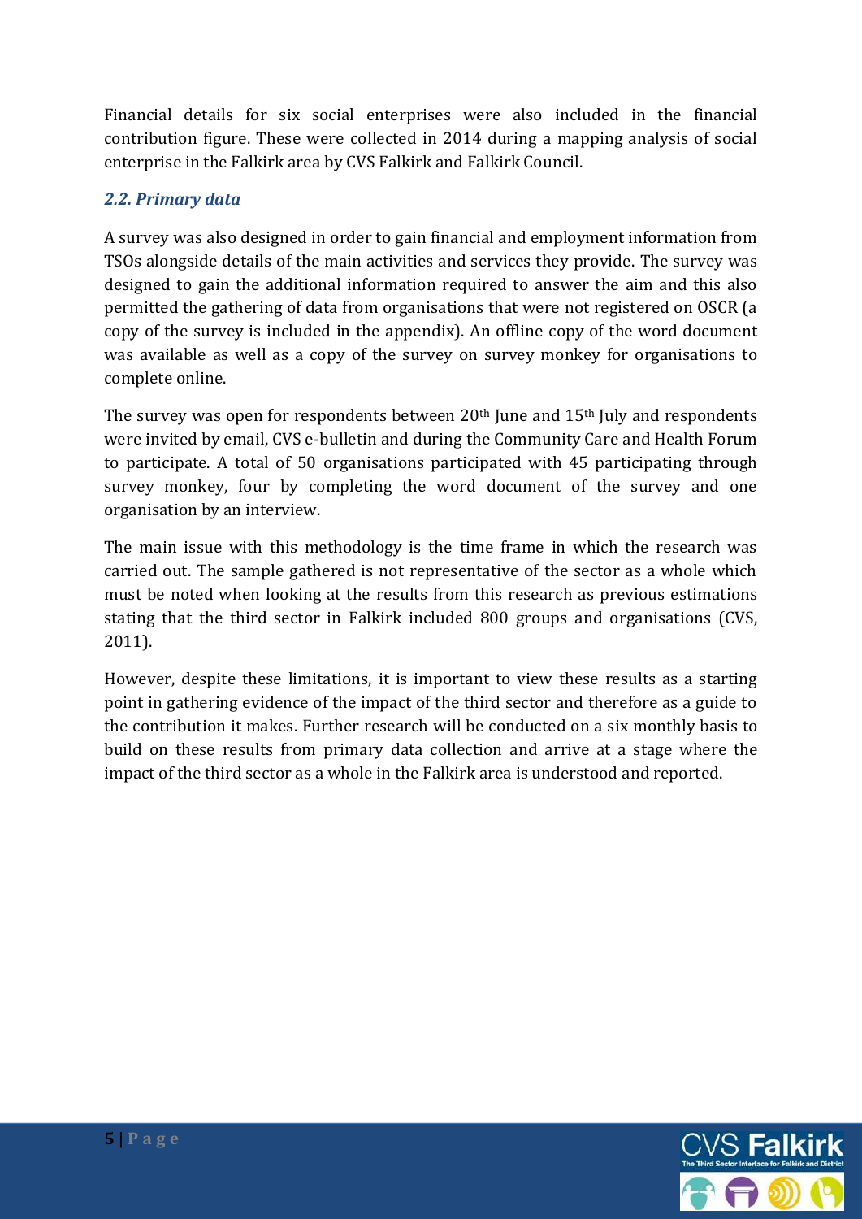Financial details for six social enterprises were also included in the financial contribution figure. These were collected in 2014 during a mapping analysis of social enterprise in the Falkirk area by CVS Falkirk and Falkirk Council.

### *2.2. Primary data*

A survey was also designed in order to gain financial and employment information from TSOs alongside details of the main activities and services they provide. The survey was designed to gain the additional information required to answer the aim and this also permitted the gathering of data from organisations that were not registered on OSCR (a copy of the survey is included in the appendix). An offline copy of the word document was available as well as a copy of the survey on survey monkey for organisations to complete online.

The survey was open for respondents between 20th June and 15th July and respondents were invited by email, CVS e-bulletin and during the Community Care and Health Forum to participate. A total of 50 organisations participated with 45 participating through survey monkey, four by completing the word document of the survey and one organisation by an interview.

The main issue with this methodology is the time frame in which the research was carried out. The sample gathered is not representative of the sector as a whole which must be noted when looking at the results from this research as previous estimations stating that the third sector in Falkirk included 800 groups and organisations (CVS, 2011).

However, despite these limitations, it is important to view these results as a starting point in gathering evidence of the impact of the third sector and therefore as a guide to the contribution it makes. Further research will be conducted on a six monthly basis to build on these results from primary data collection and arrive at a stage where the impact of the third sector as a whole in the Falkirk area is understood and reported.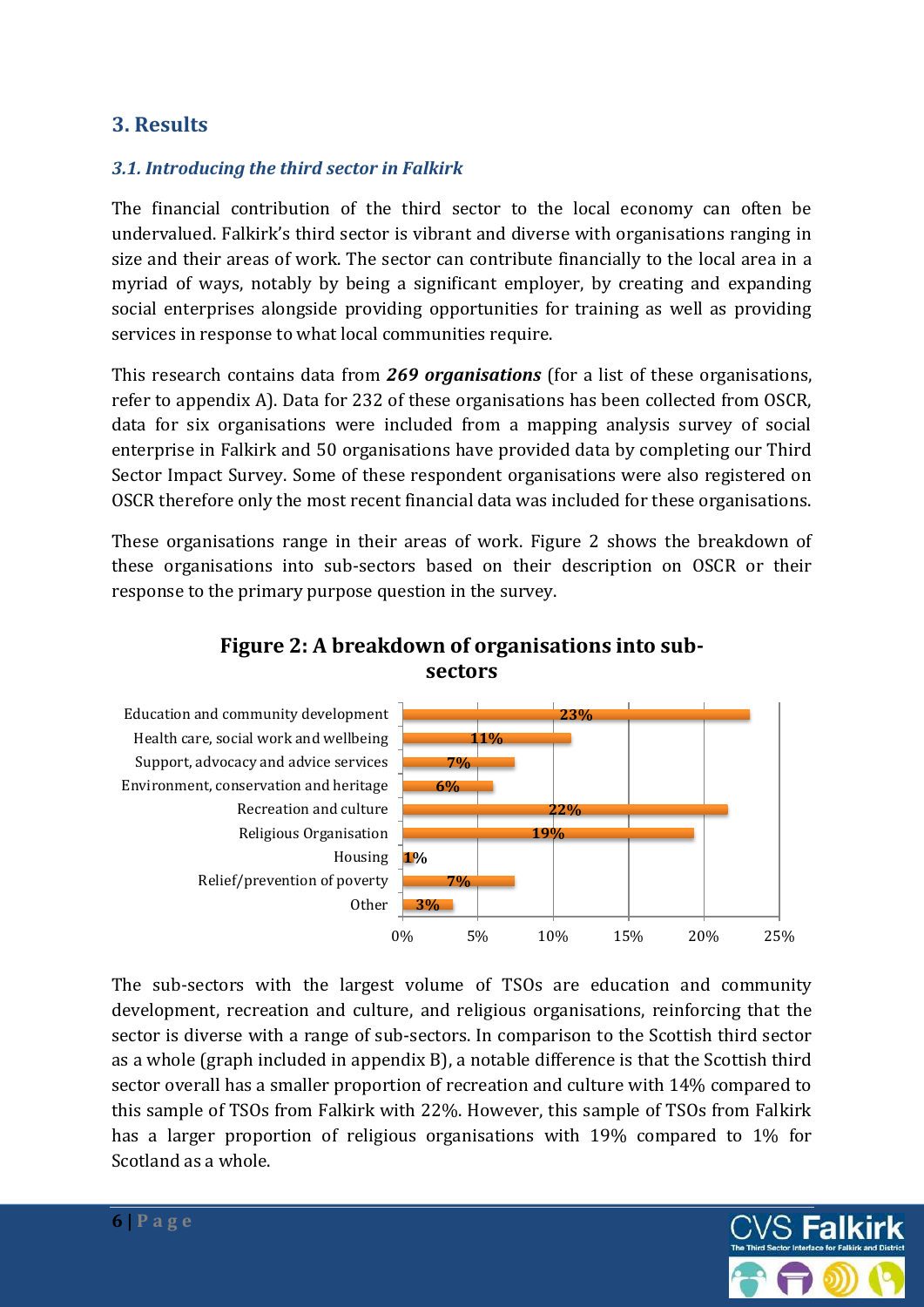## 3. Results

### *3.1. Introducing the third sector in Falkirk*

The financial contribution of the third sector to the local economy can often be undervalued. Falkirk's third sector is vibrant and diverse with organisations ranging in size and their areas of work. The sector can contribute financially to the local area in a myriad of ways, notably by being a significant employer, by creating and expanding social enterprises alongside providing opportunities for training as well as providing services in response to what local communities require.

This research contains data from ***269 organisations*** (for a list of these organisations, refer to appendix A). Data for 232 of these organisations has been collected from OSCR, data for six organisations were included from a mapping analysis survey of social enterprise in Falkirk and 50 organisations have provided data by completing our Third Sector Impact Survey. Some of these respondent organisations were also registered on OSCR therefore only the most recent financial data was included for these organisations.

These organisations range in their areas of work. Figure 2 shows the breakdown of these organisations into sub-sectors based on their description on OSCR or their response to the primary purpose question in the survey.

**Figure 2: A breakdown of organisations into sub-sectors**

| Sub-sector | Percentage |
|---|---|
| Education and community development | 23% |
| Health care, social work and wellbeing | 11% |
| Support, advocacy and advice services | 7% |
| Environment, conservation and heritage | 6% |
| Recreation and culture | 22% |
| Religious Organisation | 19% |
| Housing | 1% |
| Relief/prevention of poverty | 7% |
| Other | 3% |

The sub-sectors with the largest volume of TSOs are education and community development, recreation and culture, and religious organisations, reinforcing that the sector is diverse with a range of sub-sectors. In comparison to the Scottish third sector as a whole (graph included in appendix B), a notable difference is that the Scottish third sector overall has a smaller proportion of recreation and culture with 14% compared to this sample of TSOs from Falkirk with 22%. However, this sample of TSOs from Falkirk has a larger proportion of religious organisations with 19% compared to 1% for Scotland as a whole.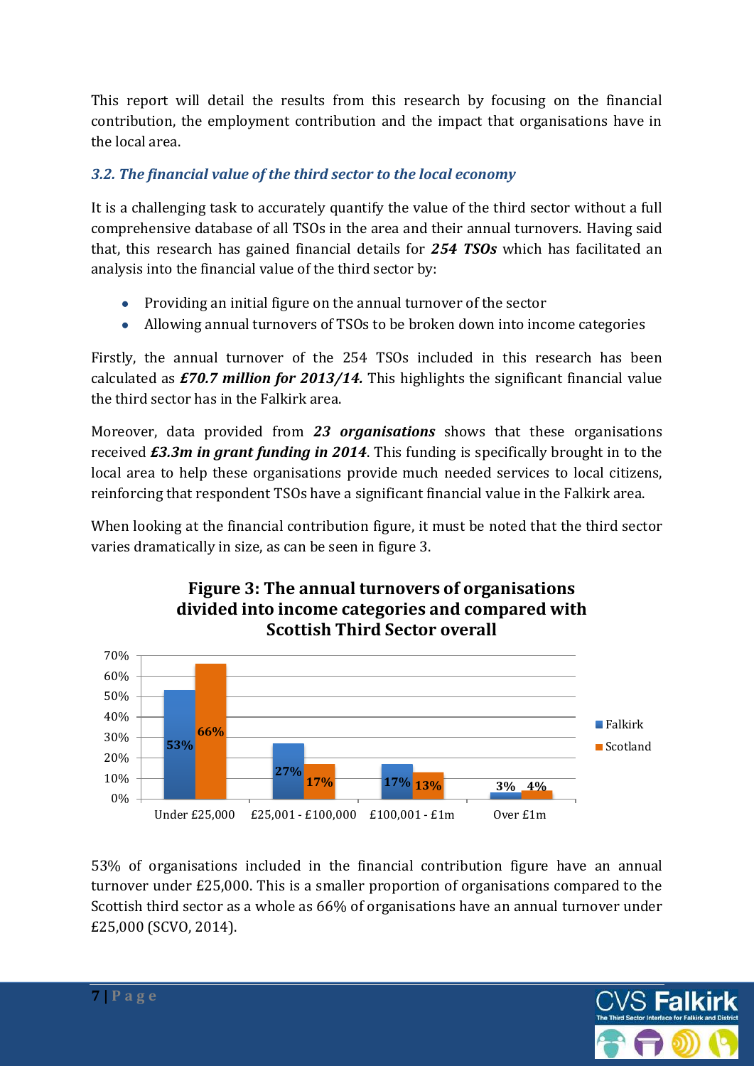This report will detail the results from this research by focusing on the financial contribution, the employment contribution and the impact that organisations have in the local area.

### *3.2. The financial value of the third sector to the local economy*

It is a challenging task to accurately quantify the value of the third sector without a full comprehensive database of all TSOs in the area and their annual turnovers. Having said that, this research has gained financial details for ***254 TSOs*** which has facilitated an analysis into the financial value of the third sector by:

- Providing an initial figure on the annual turnover of the sector
- Allowing annual turnovers of TSOs to be broken down into income categories

Firstly, the annual turnover of the 254 TSOs included in this research has been calculated as ***£70.7 million for 2013/14.*** This highlights the significant financial value the third sector has in the Falkirk area.

Moreover, data provided from ***23 organisations*** shows that these organisations received ***£3.3m in grant funding in 2014***. This funding is specifically brought in to the local area to help these organisations provide much needed services to local citizens, reinforcing that respondent TSOs have a significant financial value in the Falkirk area.

When looking at the financial contribution figure, it must be noted that the third sector varies dramatically in size, as can be seen in figure 3.

**Figure 3: The annual turnovers of organisations divided into income categories and compared with Scottish Third Sector overall**

| Income category | Falkirk | Scotland |
| --- | --- | --- |
| Under £25,000 | 53% | 66% |
| £25,001 - £100,000 | 27% | 17% |
| £100,001 - £1m | 17% | 13% |
| Over £1m | 3% | 4% |

53% of organisations included in the financial contribution figure have an annual turnover under £25,000. This is a smaller proportion of organisations compared to the Scottish third sector as a whole as 66% of organisations have an annual turnover under £25,000 (SCVO, 2014).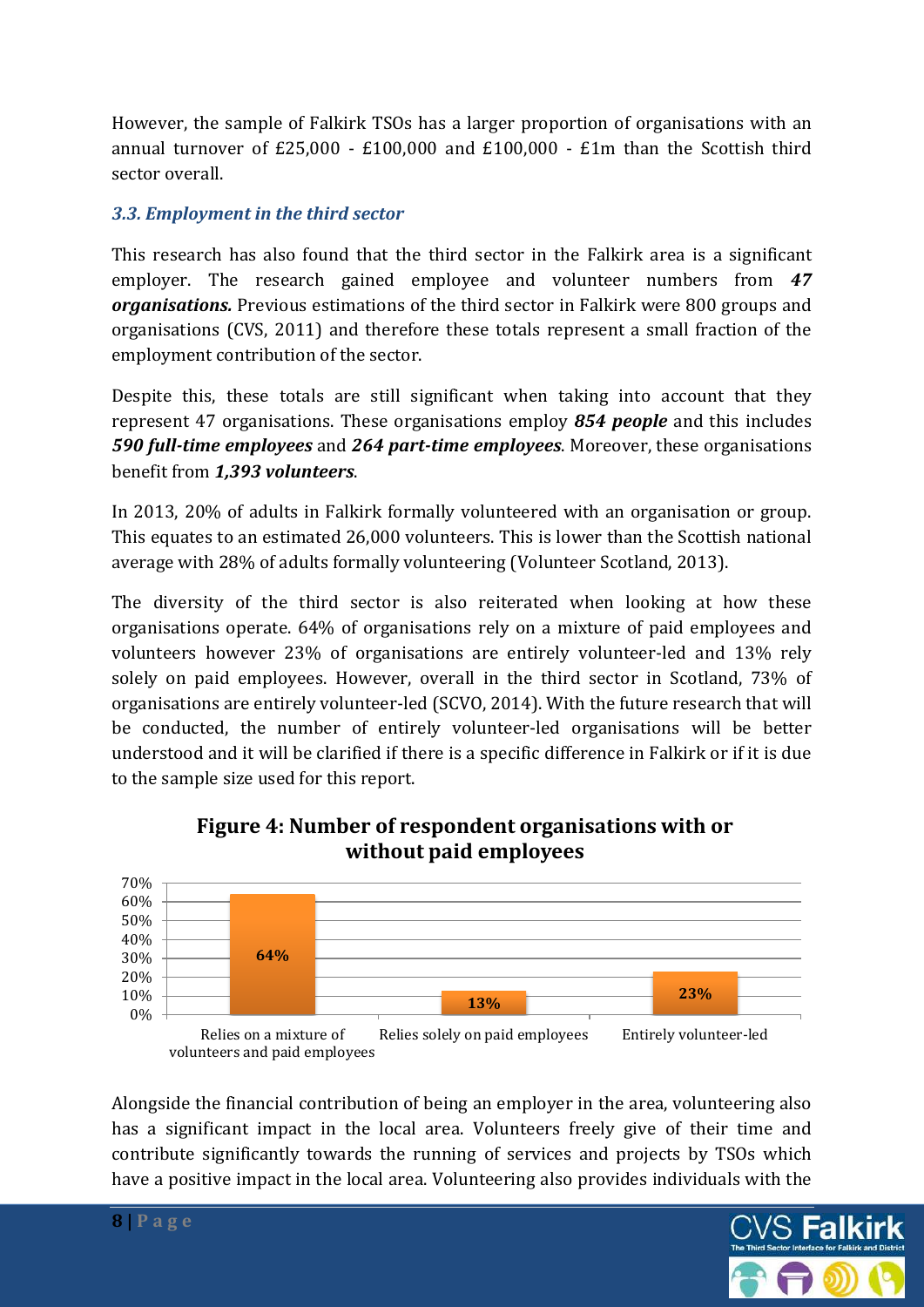However, the sample of Falkirk TSOs has a larger proportion of organisations with an annual turnover of £25,000 - £100,000 and £100,000 - £1m than the Scottish third sector overall.

### *3.3. Employment in the third sector*

This research has also found that the third sector in the Falkirk area is a significant employer. The research gained employee and volunteer numbers from ***47 organisations.*** Previous estimations of the third sector in Falkirk were 800 groups and organisations (CVS, 2011) and therefore these totals represent a small fraction of the employment contribution of the sector.

Despite this, these totals are still significant when taking into account that they represent 47 organisations. These organisations employ ***854 people*** and this includes ***590 full-time employees*** and ***264 part-time employees***. Moreover, these organisations benefit from ***1,393 volunteers***.

In 2013, 20% of adults in Falkirk formally volunteered with an organisation or group. This equates to an estimated 26,000 volunteers. This is lower than the Scottish national average with 28% of adults formally volunteering (Volunteer Scotland, 2013).

The diversity of the third sector is also reiterated when looking at how these organisations operate. 64% of organisations rely on a mixture of paid employees and volunteers however 23% of organisations are entirely volunteer-led and 13% rely solely on paid employees. However, overall in the third sector in Scotland, 73% of organisations are entirely volunteer-led (SCVO, 2014). With the future research that will be conducted, the number of entirely volunteer-led organisations will be better understood and it will be clarified if there is a specific difference in Falkirk or if it is due to the sample size used for this report.

**Figure 4: Number of respondent organisations with or without paid employees**

| Category | Percentage |
| --- | --- |
| Relies on a mixture of volunteers and paid employees | 64% |
| Relies solely on paid employees | 13% |
| Entirely volunteer-led | 23% |

Alongside the financial contribution of being an employer in the area, volunteering also has a significant impact in the local area. Volunteers freely give of their time and contribute significantly towards the running of services and projects by TSOs which have a positive impact in the local area. Volunteering also provides individuals with the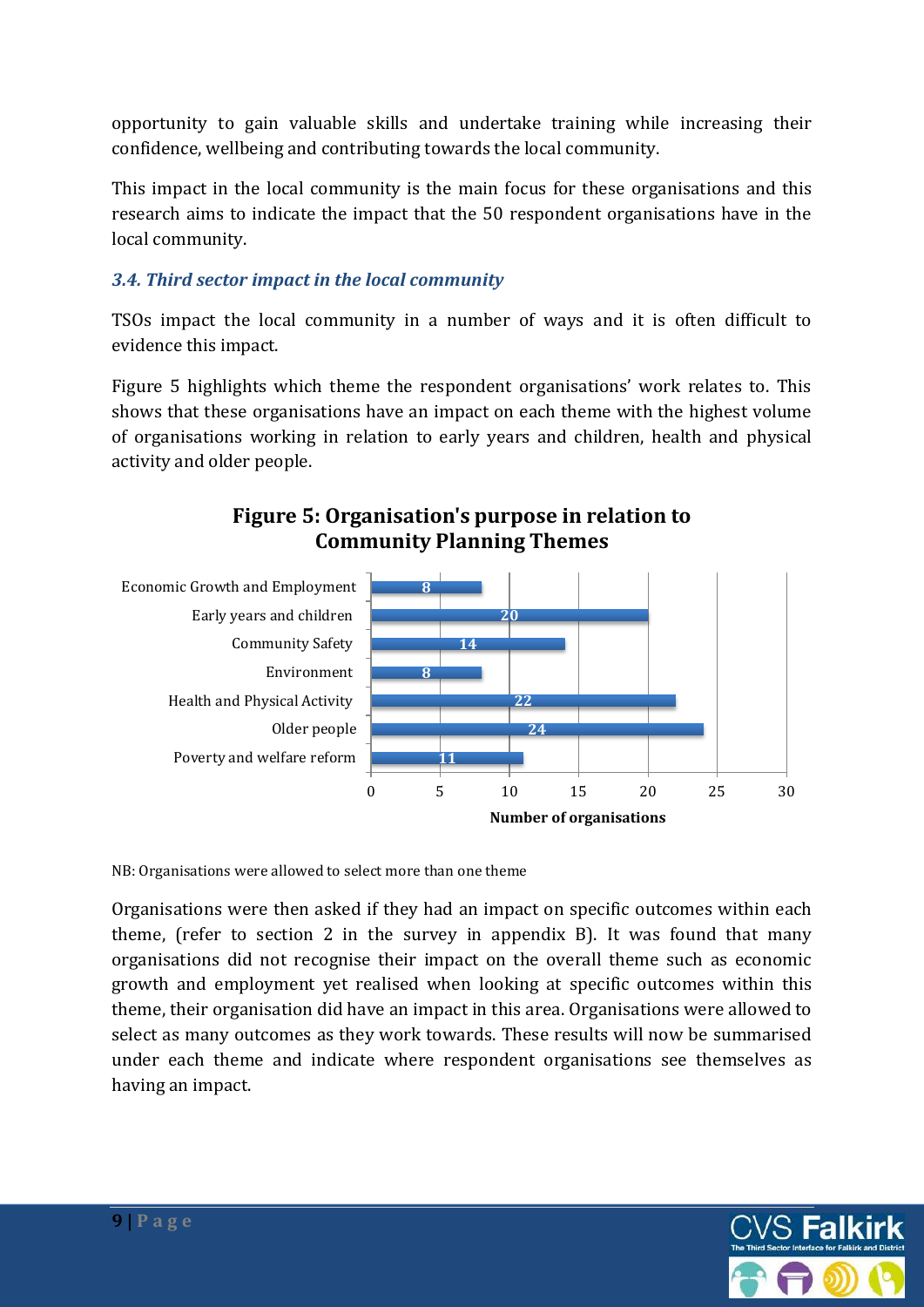opportunity to gain valuable skills and undertake training while increasing their confidence, wellbeing and contributing towards the local community.

This impact in the local community is the main focus for these organisations and this research aims to indicate the impact that the 50 respondent organisations have in the local community.

### *3.4. Third sector impact in the local community*

TSOs impact the local community in a number of ways and it is often difficult to evidence this impact.

Figure 5 highlights which theme the respondent organisations' work relates to. This shows that these organisations have an impact on each theme with the highest volume of organisations working in relation to early years and children, health and physical activity and older people.

**Figure 5: Organisation's purpose in relation to Community Planning Themes**

| Theme | Number of organisations |
|---|---|
| Economic Growth and Employment | 8 |
| Early years and children | 20 |
| Community Safety | 14 |
| Environment | 8 |
| Health and Physical Activity | 22 |
| Older people | 24 |
| Poverty and welfare reform | 11 |

NB: Organisations were allowed to select more than one theme

Organisations were then asked if they had an impact on specific outcomes within each theme, (refer to section 2 in the survey in appendix B). It was found that many organisations did not recognise their impact on the overall theme such as economic growth and employment yet realised when looking at specific outcomes within this theme, their organisation did have an impact in this area. Organisations were allowed to select as many outcomes as they work towards. These results will now be summarised under each theme and indicate where respondent organisations see themselves as having an impact.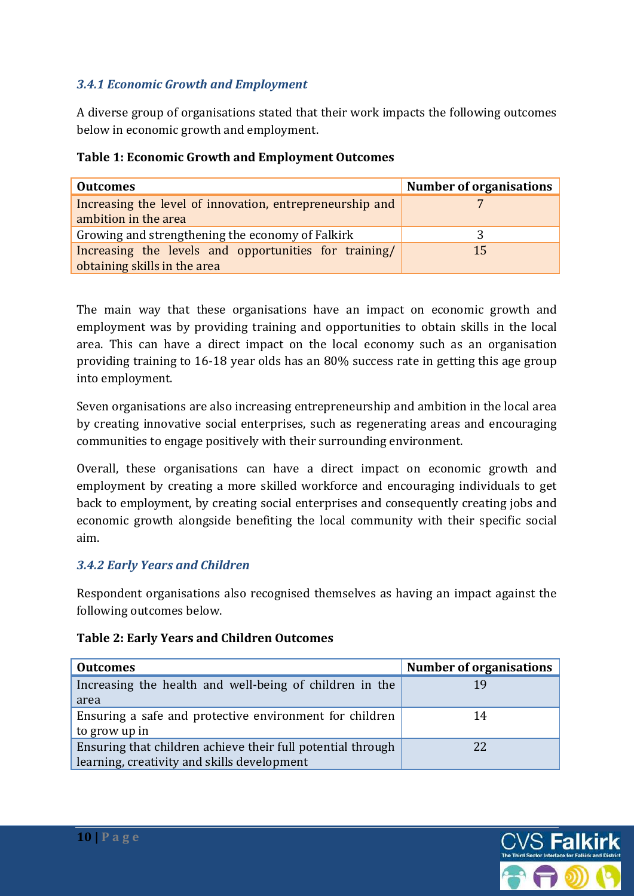### *3.4.1 Economic Growth and Employment*

A diverse group of organisations stated that their work impacts the following outcomes below in economic growth and employment.

**Table 1: Economic Growth and Employment Outcomes**

| Outcomes | Number of organisations |
|---|---|
| Increasing the level of innovation, entrepreneurship and ambition in the area | 7 |
| Growing and strengthening the economy of Falkirk | 3 |
| Increasing the levels and opportunities for training/ obtaining skills in the area | 15 |

The main way that these organisations have an impact on economic growth and employment was by providing training and opportunities to obtain skills in the local area. This can have a direct impact on the local economy such as an organisation providing training to 16-18 year olds has an 80% success rate in getting this age group into employment.

Seven organisations are also increasing entrepreneurship and ambition in the local area by creating innovative social enterprises, such as regenerating areas and encouraging communities to engage positively with their surrounding environment.

Overall, these organisations can have a direct impact on economic growth and employment by creating a more skilled workforce and encouraging individuals to get back to employment, by creating social enterprises and consequently creating jobs and economic growth alongside benefiting the local community with their specific social aim.

### *3.4.2 Early Years and Children*

Respondent organisations also recognised themselves as having an impact against the following outcomes below.

**Table 2: Early Years and Children Outcomes**

| Outcomes | Number of organisations |
|---|---|
| Increasing the health and well-being of children in the area | 19 |
| Ensuring a safe and protective environment for children to grow up in | 14 |
| Ensuring that children achieve their full potential through learning, creativity and skills development | 22 |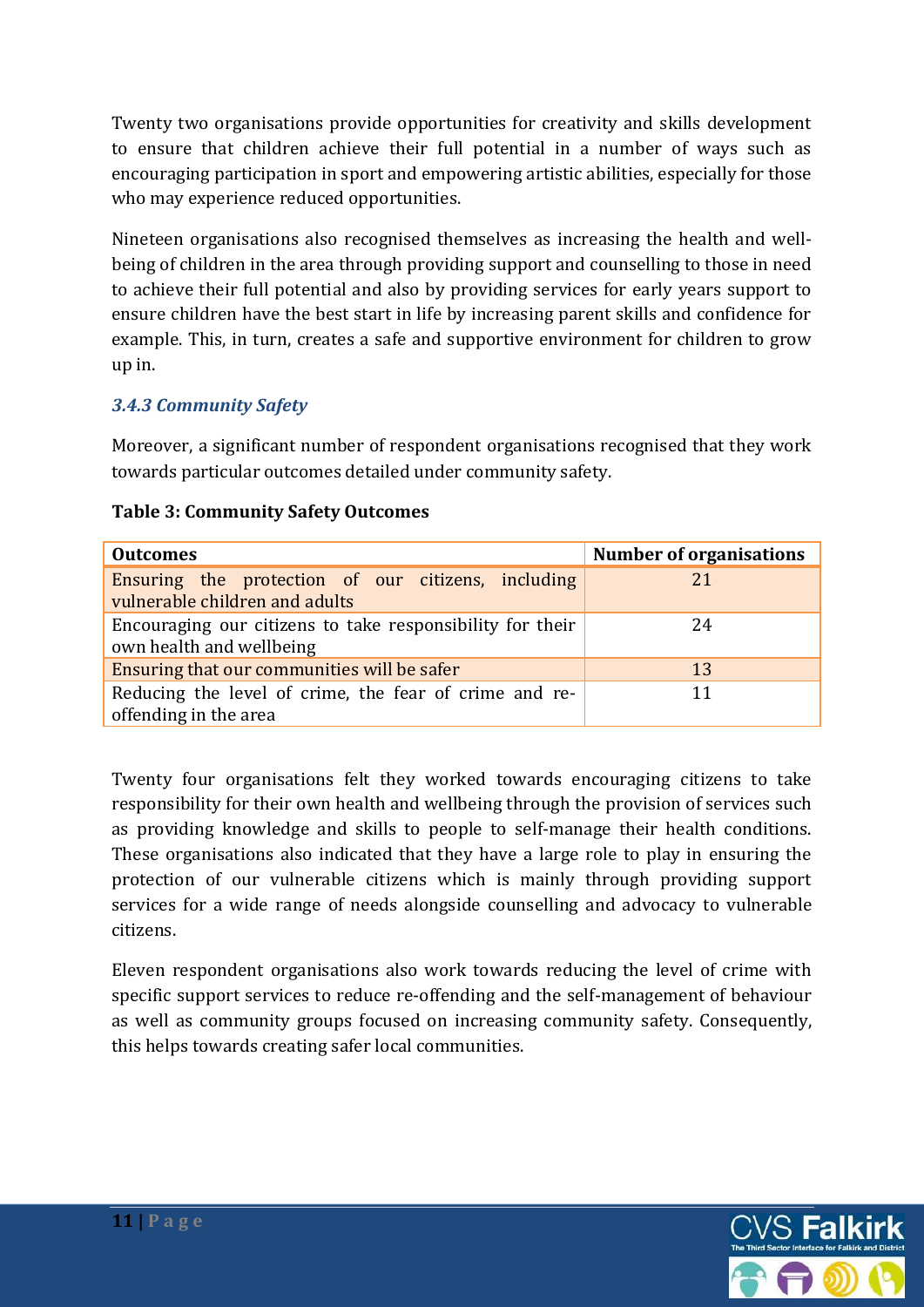Twenty two organisations provide opportunities for creativity and skills development to ensure that children achieve their full potential in a number of ways such as encouraging participation in sport and empowering artistic abilities, especially for those who may experience reduced opportunities.

Nineteen organisations also recognised themselves as increasing the health and well-being of children in the area through providing support and counselling to those in need to achieve their full potential and also by providing services for early years support to ensure children have the best start in life by increasing parent skills and confidence for example. This, in turn, creates a safe and supportive environment for children to grow up in.

### *3.4.3 Community Safety*

Moreover, a significant number of respondent organisations recognised that they work towards particular outcomes detailed under community safety.

**Table 3: Community Safety Outcomes**

| Outcomes | Number of organisations |
| --- | --- |
| Ensuring the protection of our citizens, including vulnerable children and adults | 21 |
| Encouraging our citizens to take responsibility for their own health and wellbeing | 24 |
| Ensuring that our communities will be safer | 13 |
| Reducing the level of crime, the fear of crime and re-offending in the area | 11 |

Twenty four organisations felt they worked towards encouraging citizens to take responsibility for their own health and wellbeing through the provision of services such as providing knowledge and skills to people to self-manage their health conditions. These organisations also indicated that they have a large role to play in ensuring the protection of our vulnerable citizens which is mainly through providing support services for a wide range of needs alongside counselling and advocacy to vulnerable citizens.

Eleven respondent organisations also work towards reducing the level of crime with specific support services to reduce re-offending and the self-management of behaviour as well as community groups focused on increasing community safety. Consequently, this helps towards creating safer local communities.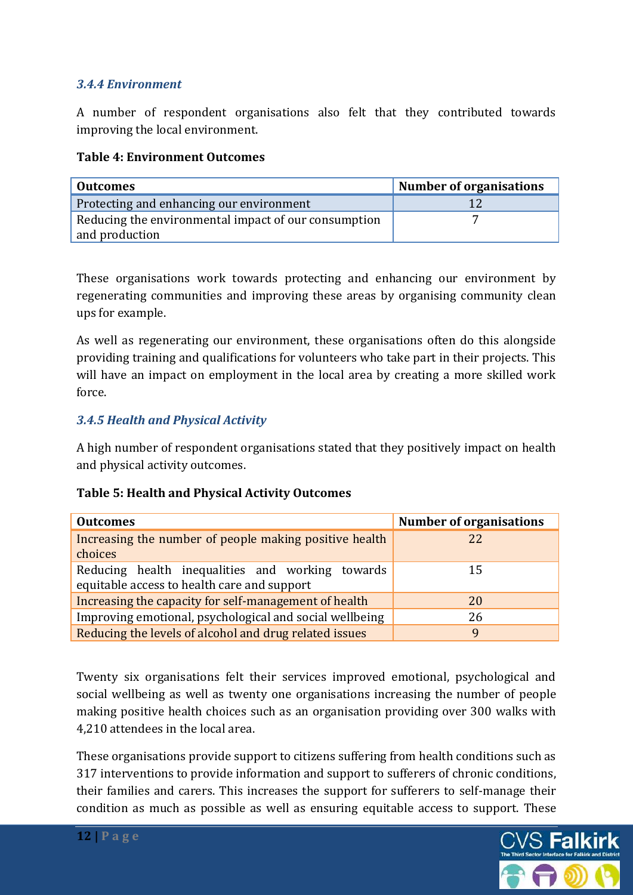### *3.4.4 Environment*

A number of respondent organisations also felt that they contributed towards improving the local environment.

**Table 4: Environment Outcomes**

| Outcomes | Number of organisations |
|---|---|
| Protecting and enhancing our environment | 12 |
| Reducing the environmental impact of our consumption and production | 7 |

These organisations work towards protecting and enhancing our environment by regenerating communities and improving these areas by organising community clean ups for example.

As well as regenerating our environment, these organisations often do this alongside providing training and qualifications for volunteers who take part in their projects. This will have an impact on employment in the local area by creating a more skilled work force.

### *3.4.5 Health and Physical Activity*

A high number of respondent organisations stated that they positively impact on health and physical activity outcomes.

**Table 5: Health and Physical Activity Outcomes**

| Outcomes | Number of organisations |
|---|---|
| Increasing the number of people making positive health choices | 22 |
| Reducing health inequalities and working towards equitable access to health care and support | 15 |
| Increasing the capacity for self-management of health | 20 |
| Improving emotional, psychological and social wellbeing | 26 |
| Reducing the levels of alcohol and drug related issues | 9 |

Twenty six organisations felt their services improved emotional, psychological and social wellbeing as well as twenty one organisations increasing the number of people making positive health choices such as an organisation providing over 300 walks with 4,210 attendees in the local area.

These organisations provide support to citizens suffering from health conditions such as 317 interventions to provide information and support to sufferers of chronic conditions, their families and carers. This increases the support for sufferers to self-manage their condition as much as possible as well as ensuring equitable access to support. These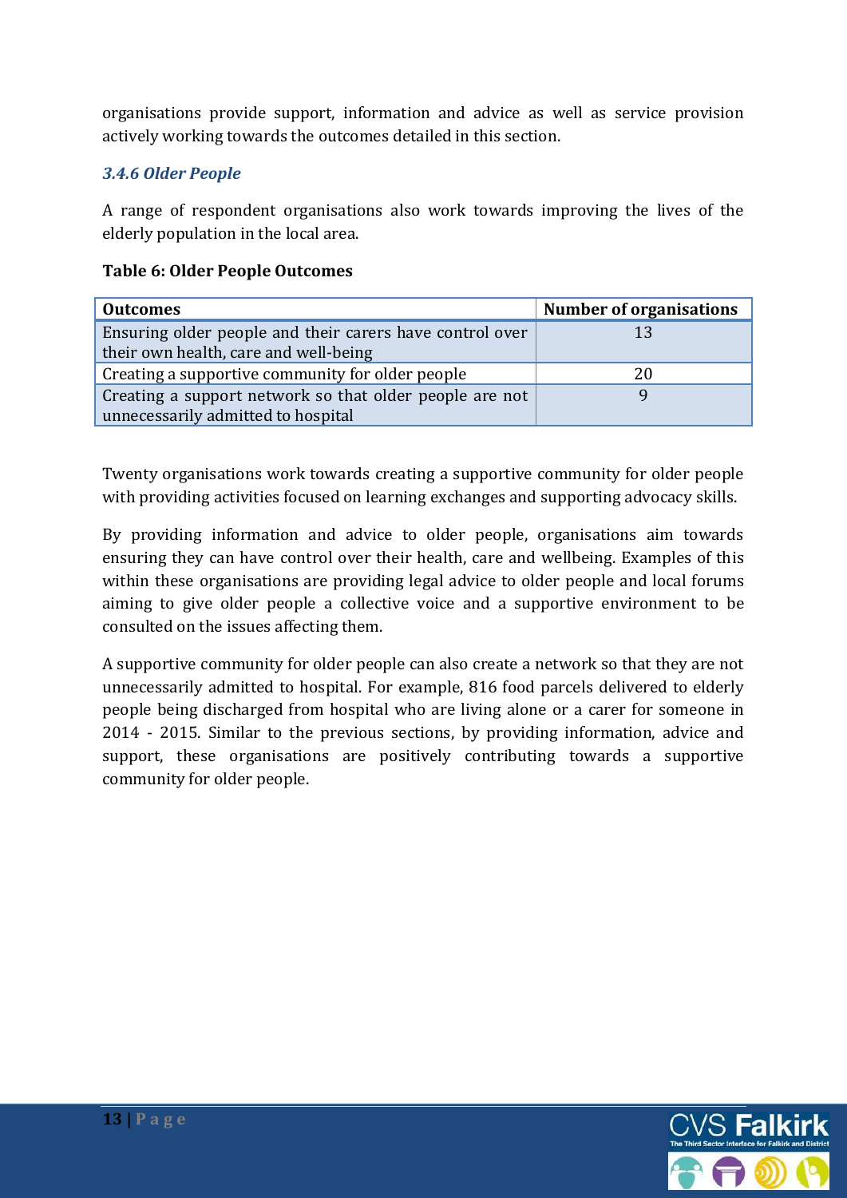organisations provide support, information and advice as well as service provision actively working towards the outcomes detailed in this section.

### *3.4.6 Older People*

A range of respondent organisations also work towards improving the lives of the elderly population in the local area.

**Table 6: Older People Outcomes**

| Outcomes | Number of organisations |
|---|---|
| Ensuring older people and their carers have control over their own health, care and well-being | 13 |
| Creating a supportive community for older people | 20 |
| Creating a support network so that older people are not unnecessarily admitted to hospital | 9 |

Twenty organisations work towards creating a supportive community for older people with providing activities focused on learning exchanges and supporting advocacy skills.

By providing information and advice to older people, organisations aim towards ensuring they can have control over their health, care and wellbeing. Examples of this within these organisations are providing legal advice to older people and local forums aiming to give older people a collective voice and a supportive environment to be consulted on the issues affecting them.

A supportive community for older people can also create a network so that they are not unnecessarily admitted to hospital. For example, 816 food parcels delivered to elderly people being discharged from hospital who are living alone or a carer for someone in 2014 - 2015. Similar to the previous sections, by providing information, advice and support, these organisations are positively contributing towards a supportive community for older people.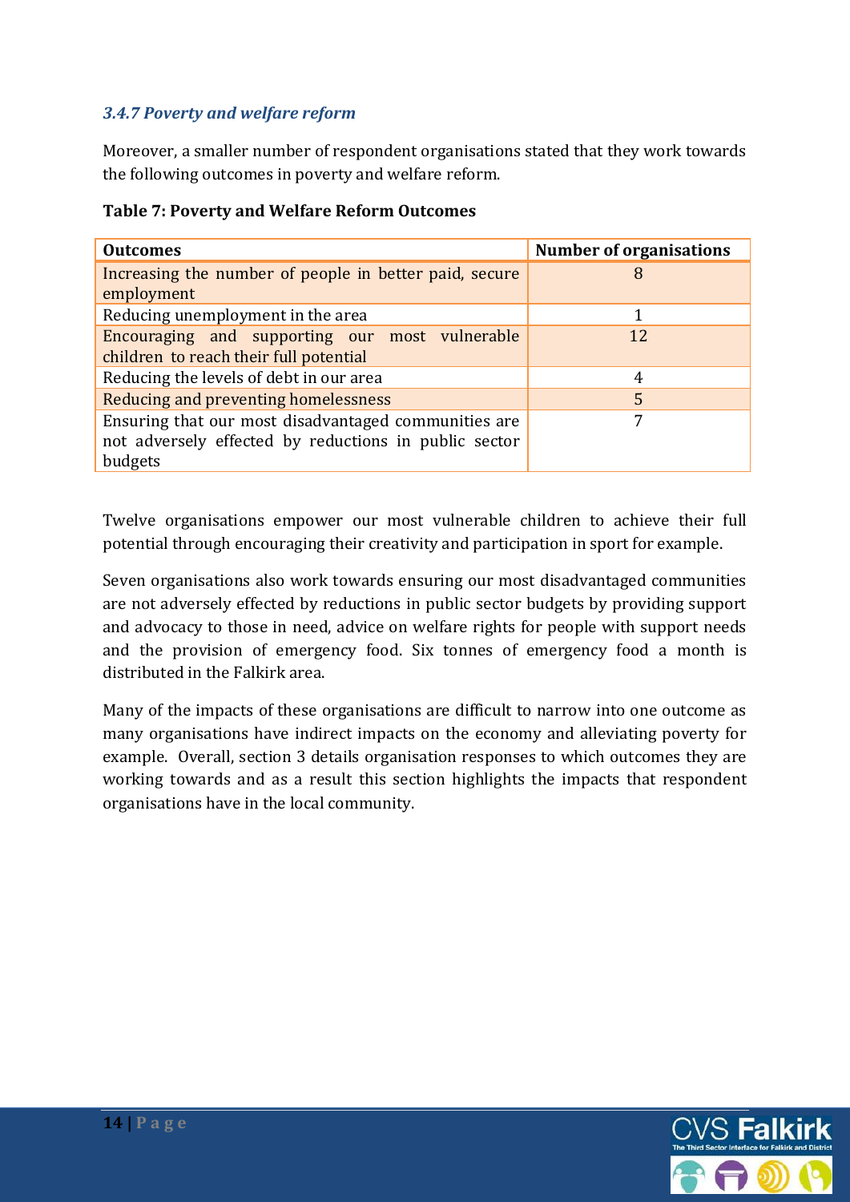### *3.4.7 Poverty and welfare reform*

Moreover, a smaller number of respondent organisations stated that they work towards the following outcomes in poverty and welfare reform.

**Table 7: Poverty and Welfare Reform Outcomes**

| Outcomes | Number of organisations |
|---|---|
| Increasing the number of people in better paid, secure employment | 8 |
| Reducing unemployment in the area | 1 |
| Encouraging and supporting our most vulnerable children to reach their full potential | 12 |
| Reducing the levels of debt in our area | 4 |
| Reducing and preventing homelessness | 5 |
| Ensuring that our most disadvantaged communities are not adversely effected by reductions in public sector budgets | 7 |

Twelve organisations empower our most vulnerable children to achieve their full potential through encouraging their creativity and participation in sport for example.

Seven organisations also work towards ensuring our most disadvantaged communities are not adversely effected by reductions in public sector budgets by providing support and advocacy to those in need, advice on welfare rights for people with support needs and the provision of emergency food. Six tonnes of emergency food a month is distributed in the Falkirk area.

Many of the impacts of these organisations are difficult to narrow into one outcome as many organisations have indirect impacts on the economy and alleviating poverty for example. Overall, section 3 details organisation responses to which outcomes they are working towards and as a result this section highlights the impacts that respondent organisations have in the local community.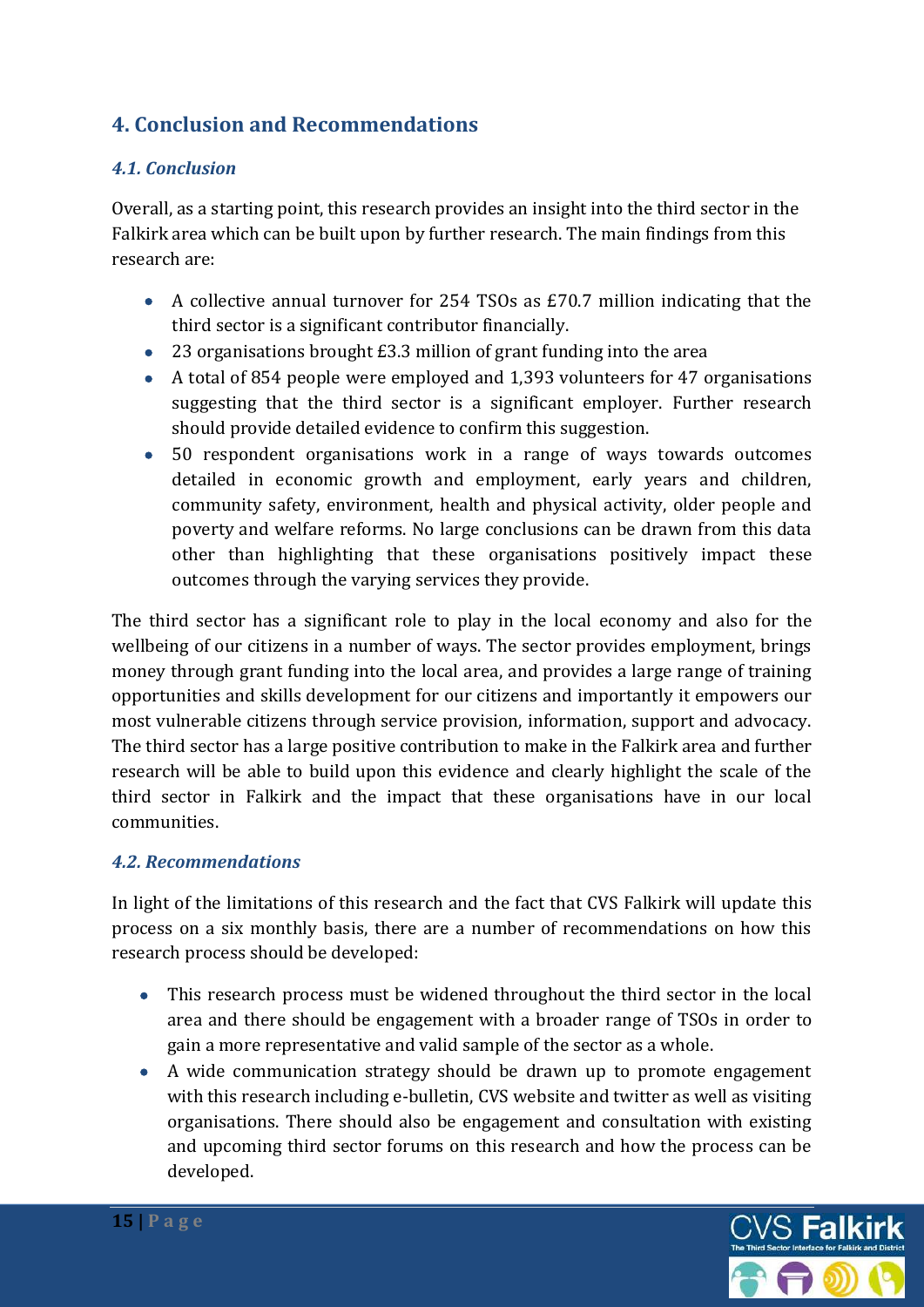## 4. Conclusion and Recommendations

### *4.1. Conclusion*

Overall, as a starting point, this research provides an insight into the third sector in the Falkirk area which can be built upon by further research. The main findings from this research are:

- A collective annual turnover for 254 TSOs as £70.7 million indicating that the third sector is a significant contributor financially.
- 23 organisations brought £3.3 million of grant funding into the area
- A total of 854 people were employed and 1,393 volunteers for 47 organisations suggesting that the third sector is a significant employer. Further research should provide detailed evidence to confirm this suggestion.
- 50 respondent organisations work in a range of ways towards outcomes detailed in economic growth and employment, early years and children, community safety, environment, health and physical activity, older people and poverty and welfare reforms. No large conclusions can be drawn from this data other than highlighting that these organisations positively impact these outcomes through the varying services they provide.

The third sector has a significant role to play in the local economy and also for the wellbeing of our citizens in a number of ways. The sector provides employment, brings money through grant funding into the local area, and provides a large range of training opportunities and skills development for our citizens and importantly it empowers our most vulnerable citizens through service provision, information, support and advocacy. The third sector has a large positive contribution to make in the Falkirk area and further research will be able to build upon this evidence and clearly highlight the scale of the third sector in Falkirk and the impact that these organisations have in our local communities.

### *4.2. Recommendations*

In light of the limitations of this research and the fact that CVS Falkirk will update this process on a six monthly basis, there are a number of recommendations on how this research process should be developed:

- This research process must be widened throughout the third sector in the local area and there should be engagement with a broader range of TSOs in order to gain a more representative and valid sample of the sector as a whole.
- A wide communication strategy should be drawn up to promote engagement with this research including e-bulletin, CVS website and twitter as well as visiting organisations. There should also be engagement and consultation with existing and upcoming third sector forums on this research and how the process can be developed.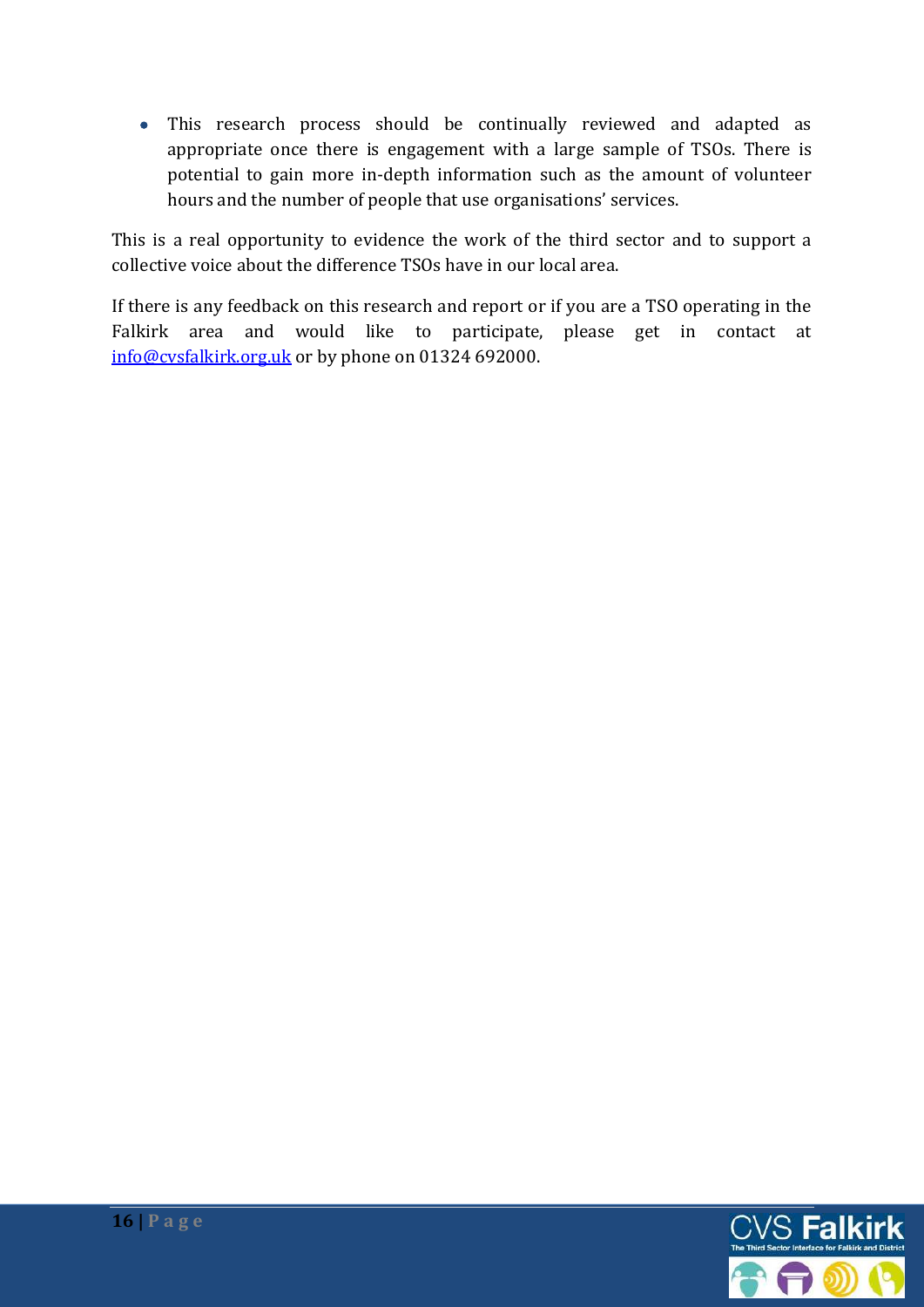- This research process should be continually reviewed and adapted as appropriate once there is engagement with a large sample of TSOs. There is potential to gain more in-depth information such as the amount of volunteer hours and the number of people that use organisations' services.

This is a real opportunity to evidence the work of the third sector and to support a collective voice about the difference TSOs have in our local area.

If there is any feedback on this research and report or if you are a TSO operating in the Falkirk area and would like to participate, please get in contact at info@cvsfalkirk.org.uk or by phone on 01324 692000.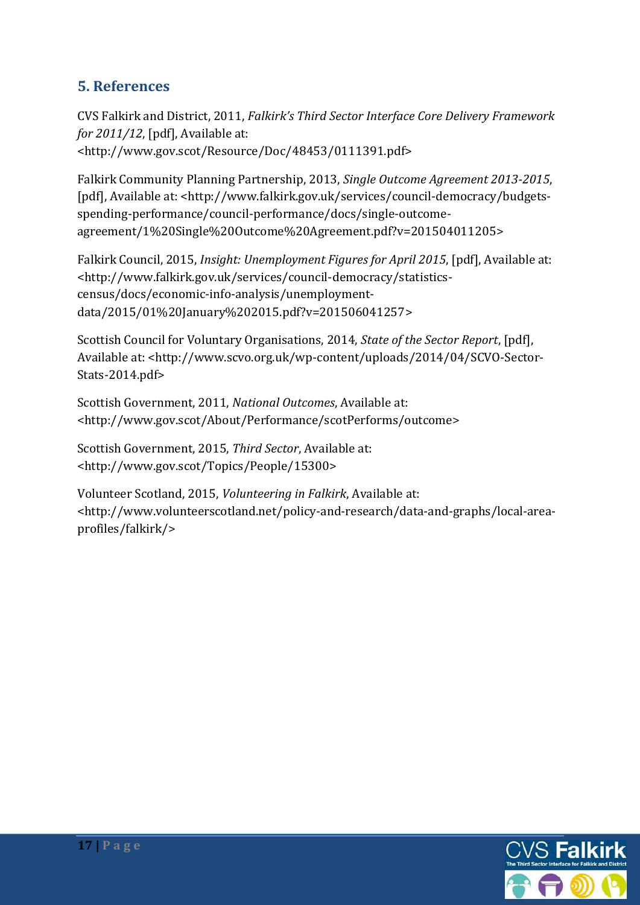## 5. References

CVS Falkirk and District, 2011, *Falkirk's Third Sector Interface Core Delivery Framework for 2011/12*, [pdf], Available at: <http://www.gov.scot/Resource/Doc/48453/0111391.pdf>

Falkirk Community Planning Partnership, 2013, *Single Outcome Agreement 2013-2015*, [pdf], Available at: <http://www.falkirk.gov.uk/services/council-democracy/budgets-spending-performance/council-performance/docs/single-outcome-agreement/1%20Single%20Outcome%20Agreement.pdf?v=201504011205>

Falkirk Council, 2015, *Insight: Unemployment Figures for April 2015*, [pdf], Available at: <http://www.falkirk.gov.uk/services/council-democracy/statistics-census/docs/economic-info-analysis/unemployment-data/2015/01%20January%202015.pdf?v=201506041257>

Scottish Council for Voluntary Organisations, 2014, *State of the Sector Report*, [pdf], Available at: <http://www.scvo.org.uk/wp-content/uploads/2014/04/SCVO-Sector-Stats-2014.pdf>

Scottish Government, 2011, *National Outcomes*, Available at: <http://www.gov.scot/About/Performance/scotPerforms/outcome>

Scottish Government, 2015, *Third Sector*, Available at: <http://www.gov.scot/Topics/People/15300>

Volunteer Scotland, 2015, *Volunteering in Falkirk*, Available at: <http://www.volunteerscotland.net/policy-and-research/data-and-graphs/local-area-profiles/falkirk/>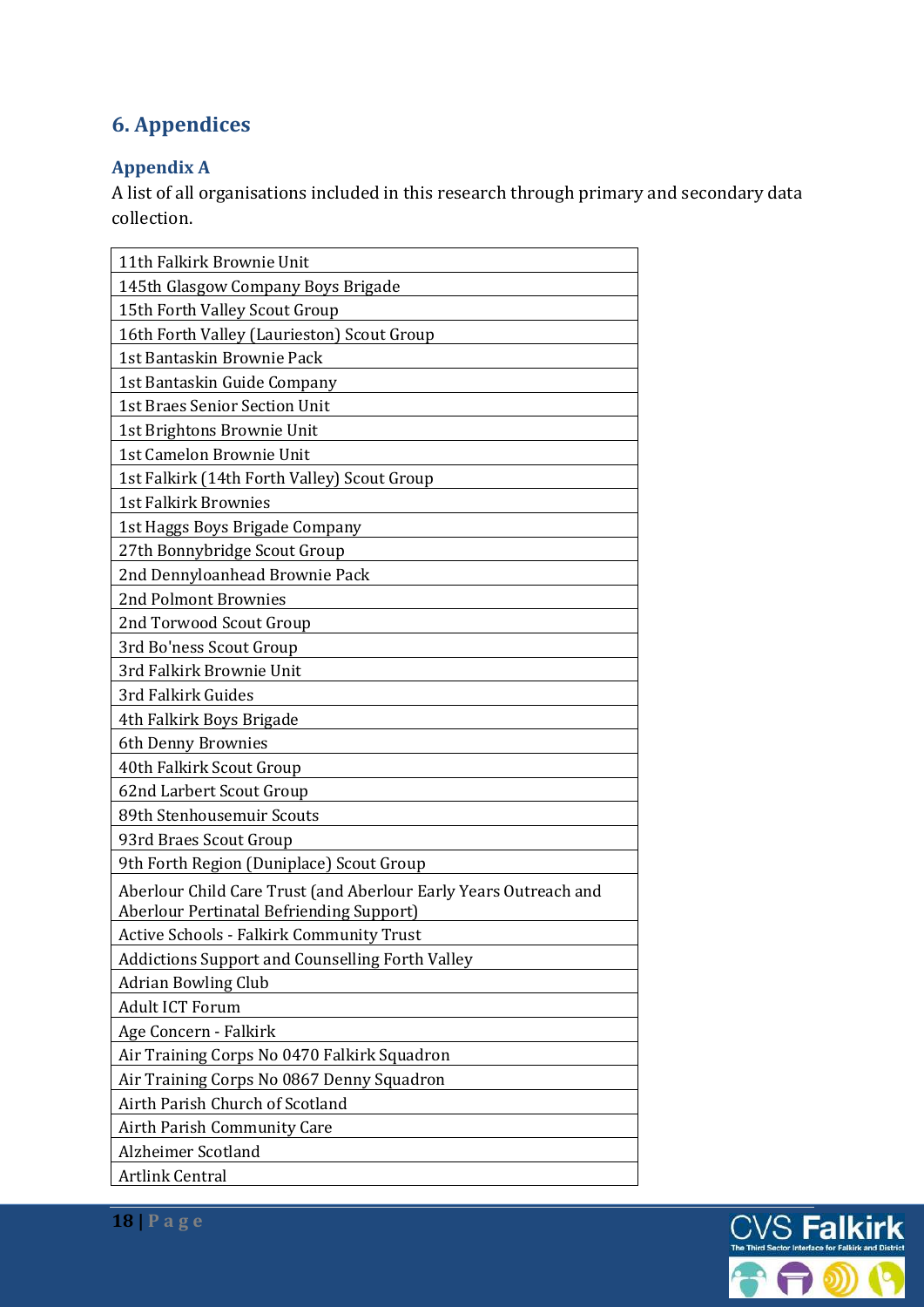# 6. Appendices

## Appendix A

A list of all organisations included in this research through primary and secondary data collection.

| |
|---|
| 11th Falkirk Brownie Unit |
| 145th Glasgow Company Boys Brigade |
| 15th Forth Valley Scout Group |
| 16th Forth Valley (Laurieston) Scout Group |
| 1st Bantaskin Brownie Pack |
| 1st Bantaskin Guide Company |
| 1st Braes Senior Section Unit |
| 1st Brightons Brownie Unit |
| 1st Camelon Brownie Unit |
| 1st Falkirk (14th Forth Valley) Scout Group |
| 1st Falkirk Brownies |
| 1st Haggs Boys Brigade Company |
| 27th Bonnybridge Scout Group |
| 2nd Dennyloanhead Brownie Pack |
| 2nd Polmont Brownies |
| 2nd Torwood Scout Group |
| 3rd Bo'ness Scout Group |
| 3rd Falkirk Brownie Unit |
| 3rd Falkirk Guides |
| 4th Falkirk Boys Brigade |
| 6th Denny Brownies |
| 40th Falkirk Scout Group |
| 62nd Larbert Scout Group |
| 89th Stenhousemuir Scouts |
| 93rd Braes Scout Group |
| 9th Forth Region (Duniplace) Scout Group |
| Aberlour Child Care Trust (and Aberlour Early Years Outreach and Aberlour Pertinatal Befriending Support) |
| Active Schools - Falkirk Community Trust |
| Addictions Support and Counselling Forth Valley |
| Adrian Bowling Club |
| Adult ICT Forum |
| Age Concern - Falkirk |
| Air Training Corps No 0470 Falkirk Squadron |
| Air Training Corps No 0867 Denny Squadron |
| Airth Parish Church of Scotland |
| Airth Parish Community Care |
| Alzheimer Scotland |
| Artlink Central |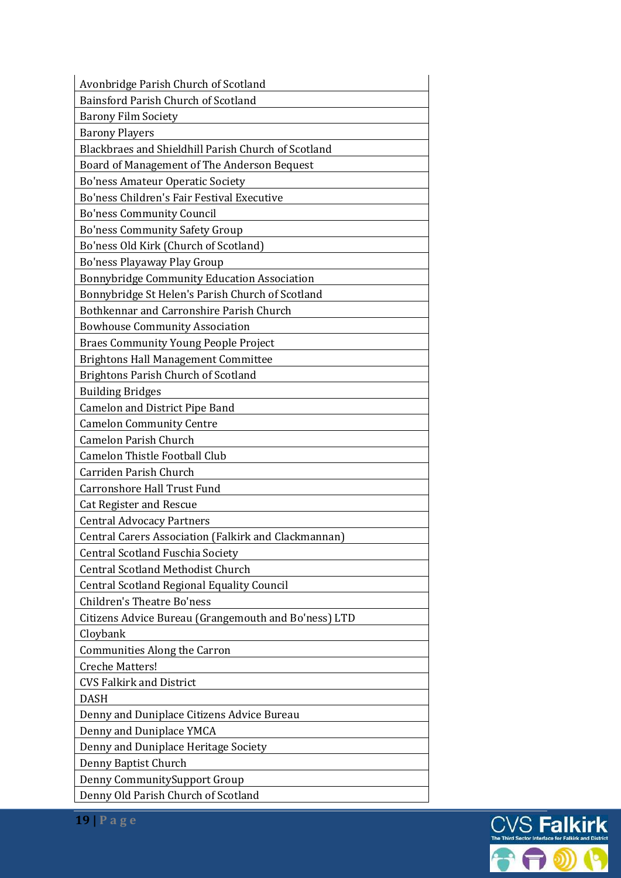| Avonbridge Parish Church of Scotland |
|---|
| Bainsford Parish Church of Scotland |
| Barony Film Society |
| Barony Players |
| Blackbraes and Shieldhill Parish Church of Scotland |
| Board of Management of The Anderson Bequest |
| Bo'ness Amateur Operatic Society |
| Bo'ness Children's Fair Festival Executive |
| Bo'ness Community Council |
| Bo'ness Community Safety Group |
| Bo'ness Old Kirk (Church of Scotland) |
| Bo'ness Playaway Play Group |
| Bonnybridge Community Education Association |
| Bonnybridge St Helen's Parish Church of Scotland |
| Bothkennar and Carronshire Parish Church |
| Bowhouse Community Association |
| Braes Community Young People Project |
| Brightons Hall Management Committee |
| Brightons Parish Church of Scotland |
| Building Bridges |
| Camelon and District Pipe Band |
| Camelon Community Centre |
| Camelon Parish Church |
| Camelon Thistle Football Club |
| Carriden Parish Church |
| Carronshore Hall Trust Fund |
| Cat Register and Rescue |
| Central Advocacy Partners |
| Central Carers Association (Falkirk and Clackmannan) |
| Central Scotland Fuschia Society |
| Central Scotland Methodist Church |
| Central Scotland Regional Equality Council |
| Children's Theatre Bo'ness |
| Citizens Advice Bureau (Grangemouth and Bo'ness) LTD |
| Cloybank |
| Communities Along the Carron |
| Creche Matters! |
| CVS Falkirk and District |
| DASH |
| Denny and Duniplace Citizens Advice Bureau |
| Denny and Duniplace YMCA |
| Denny and Duniplace Heritage Society |
| Denny Baptist Church |
| Denny CommunitySupport Group |
| Denny Old Parish Church of Scotland |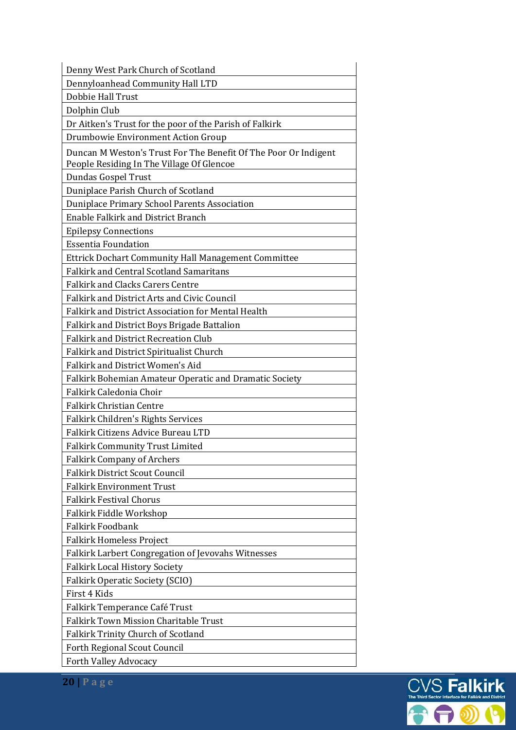| Denny West Park Church of Scotland |
|---|
| Dennyloanhead Community Hall LTD |
| Dobbie Hall Trust |
| Dolphin Club |
| Dr Aitken's Trust for the poor of the Parish of Falkirk |
| Drumbowie Environment Action Group |
| Duncan M Weston's Trust For The Benefit Of The Poor Or Indigent People Residing In The Village Of Glencoe |
| Dundas Gospel Trust |
| Duniplace Parish Church of Scotland |
| Duniplace Primary School Parents Association |
| Enable Falkirk and District Branch |
| Epilepsy Connections |
| Essentia Foundation |
| Ettrick Dochart Community Hall Management Committee |
| Falkirk and Central Scotland Samaritans |
| Falkirk and Clacks Carers Centre |
| Falkirk and District Arts and Civic Council |
| Falkirk and District Association for Mental Health |
| Falkirk and District Boys Brigade Battalion |
| Falkirk and District Recreation Club |
| Falkirk and District Spiritualist Church |
| Falkirk and District Women's Aid |
| Falkirk Bohemian Amateur Operatic and Dramatic Society |
| Falkirk Caledonia Choir |
| Falkirk Christian Centre |
| Falkirk Children's Rights Services |
| Falkirk Citizens Advice Bureau LTD |
| Falkirk Community Trust Limited |
| Falkirk Company of Archers |
| Falkirk District Scout Council |
| Falkirk Environment Trust |
| Falkirk Festival Chorus |
| Falkirk Fiddle Workshop |
| Falkirk Foodbank |
| Falkirk Homeless Project |
| Falkirk Larbert Congregation of Jevovahs Witnesses |
| Falkirk Local History Society |
| Falkirk Operatic Society (SCIO) |
| First 4 Kids |
| Falkirk Temperance Café Trust |
| Falkirk Town Mission Charitable Trust |
| Falkirk Trinity Church of Scotland |
| Forth Regional Scout Council |
| Forth Valley Advocacy |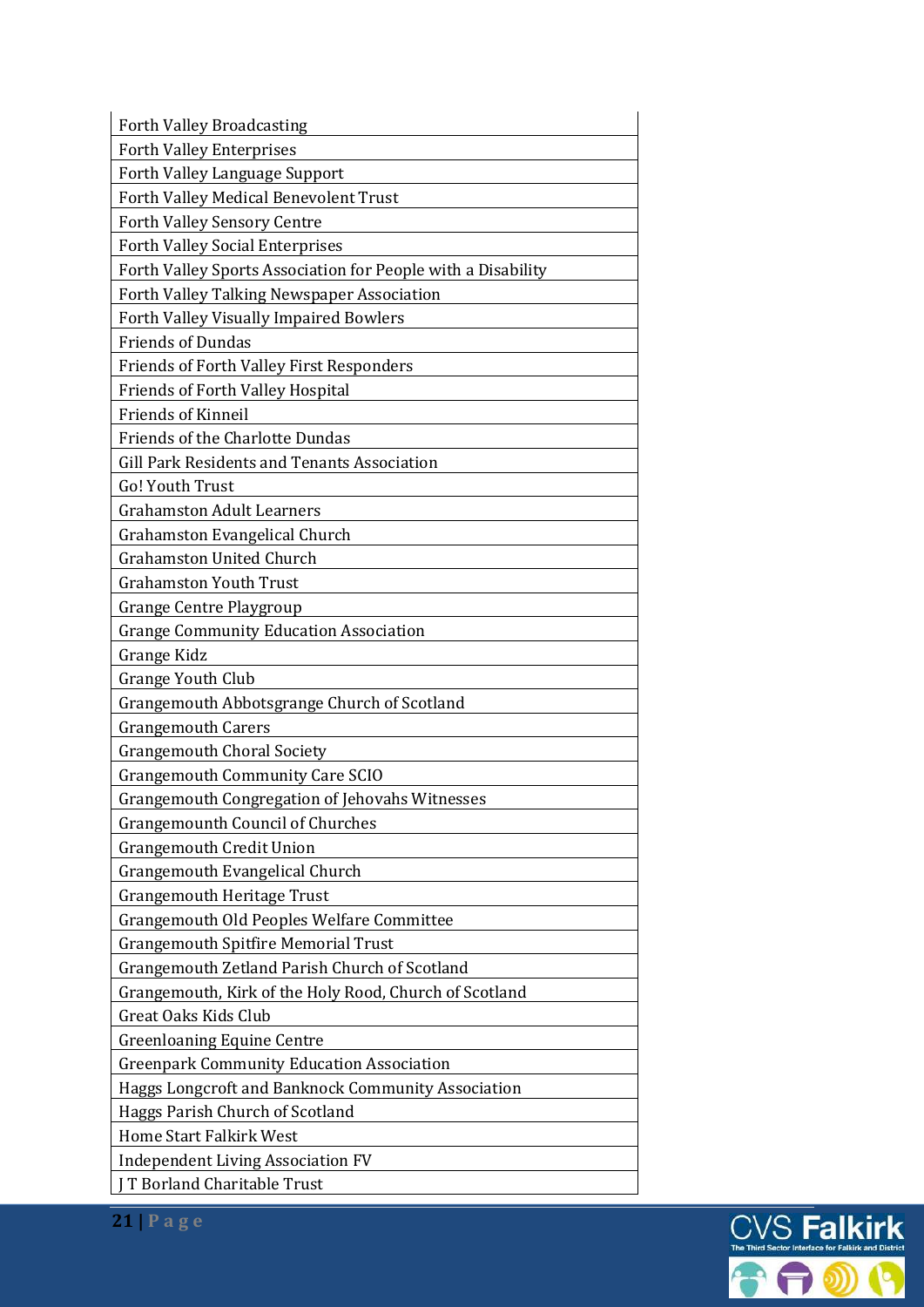| Forth Valley Broadcasting |
| --- |
| Forth Valley Enterprises |
| Forth Valley Language Support |
| Forth Valley Medical Benevolent Trust |
| Forth Valley Sensory Centre |
| Forth Valley Social Enterprises |
| Forth Valley Sports Association for People with a Disability |
| Forth Valley Talking Newspaper Association |
| Forth Valley Visually Impaired Bowlers |
| Friends of Dundas |
| Friends of Forth Valley First Responders |
| Friends of Forth Valley Hospital |
| Friends of Kinneil |
| Friends of the Charlotte Dundas |
| Gill Park Residents and Tenants Association |
| Go! Youth Trust |
| Grahamston Adult Learners |
| Grahamston Evangelical Church |
| Grahamston United Church |
| Grahamston Youth Trust |
| Grange Centre Playgroup |
| Grange Community Education Association |
| Grange Kidz |
| Grange Youth Club |
| Grangemouth Abbotsgrange Church of Scotland |
| Grangemouth Carers |
| Grangemouth Choral Society |
| Grangemouth Community Care SCIO |
| Grangemouth Congregation of Jehovahs Witnesses |
| Grangemounth Council of Churches |
| Grangemouth Credit Union |
| Grangemouth Evangelical Church |
| Grangemouth Heritage Trust |
| Grangemouth Old Peoples Welfare Committee |
| Grangemouth Spitfire Memorial Trust |
| Grangemouth Zetland Parish Church of Scotland |
| Grangemouth, Kirk of the Holy Rood, Church of Scotland |
| Great Oaks Kids Club |
| Greenloaning Equine Centre |
| Greenpark Community Education Association |
| Haggs Longcroft and Banknock Community Association |
| Haggs Parish Church of Scotland |
| Home Start Falkirk West |
| Independent Living Association FV |
| J T Borland Charitable Trust |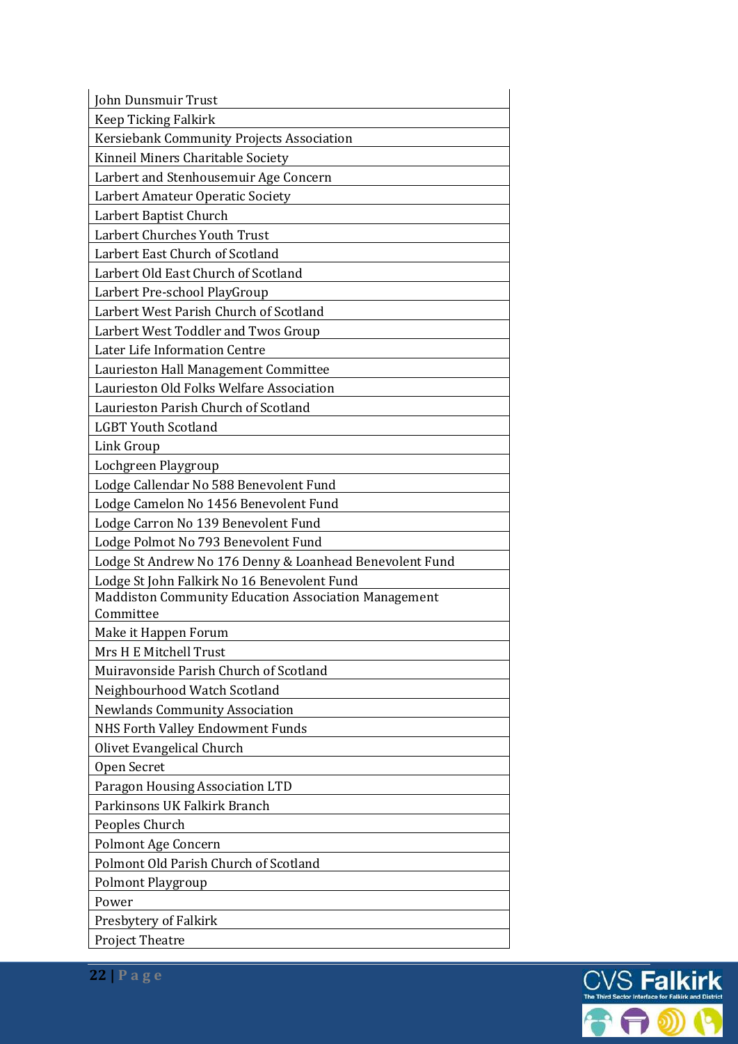| John Dunsmuir Trust |
|---|
| Keep Ticking Falkirk |
| Kersiebank Community Projects Association |
| Kinneil Miners Charitable Society |
| Larbert and Stenhousemuir Age Concern |
| Larbert Amateur Operatic Society |
| Larbert Baptist Church |
| Larbert Churches Youth Trust |
| Larbert East Church of Scotland |
| Larbert Old East Church of Scotland |
| Larbert Pre-school PlayGroup |
| Larbert West Parish Church of Scotland |
| Larbert West Toddler and Twos Group |
| Later Life Information Centre |
| Laurieston Hall Management Committee |
| Laurieston Old Folks Welfare Association |
| Laurieston Parish Church of Scotland |
| LGBT Youth Scotland |
| Link Group |
| Lochgreen Playgroup |
| Lodge Callendar No 588 Benevolent Fund |
| Lodge Camelon No 1456 Benevolent Fund |
| Lodge Carron No 139 Benevolent Fund |
| Lodge Polmot No 793 Benevolent Fund |
| Lodge St Andrew No 176 Denny & Loanhead Benevolent Fund |
| Lodge St John Falkirk No 16 Benevolent Fund |
| Maddiston Community Education Association Management Committee |
| Make it Happen Forum |
| Mrs H E Mitchell Trust |
| Muiravonside Parish Church of Scotland |
| Neighbourhood Watch Scotland |
| Newlands Community Association |
| NHS Forth Valley Endowment Funds |
| Olivet Evangelical Church |
| Open Secret |
| Paragon Housing Association LTD |
| Parkinsons UK Falkirk Branch |
| Peoples Church |
| Polmont Age Concern |
| Polmont Old Parish Church of Scotland |
| Polmont Playgroup |
| Power |
| Presbytery of Falkirk |
| Project Theatre |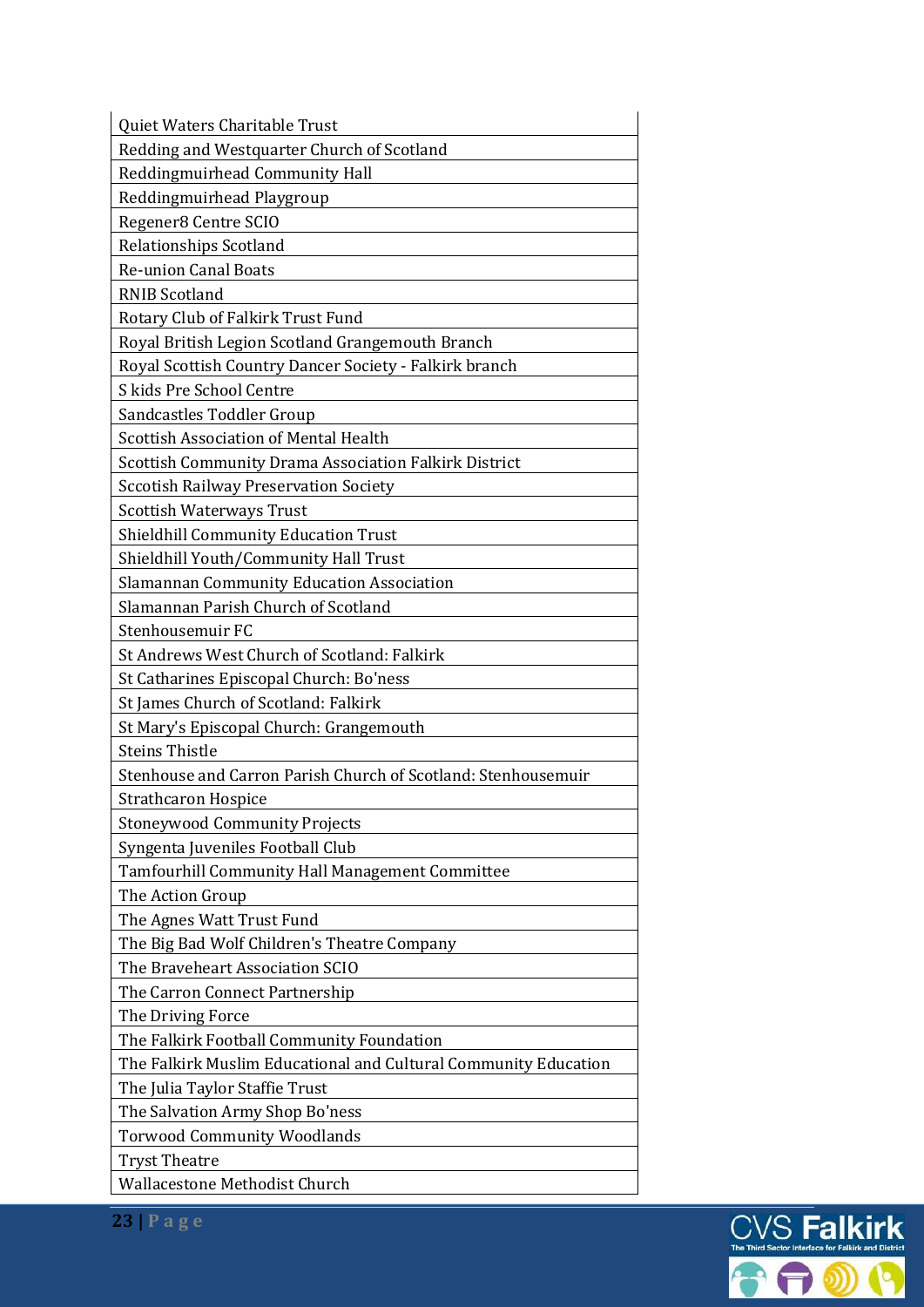| Quiet Waters Charitable Trust |
| --- |
| Redding and Westquarter Church of Scotland |
| Reddingmuirhead Community Hall |
| Reddingmuirhead Playgroup |
| Regener8 Centre SCIO |
| Relationships Scotland |
| Re-union Canal Boats |
| RNIB Scotland |
| Rotary Club of Falkirk Trust Fund |
| Royal British Legion Scotland Grangemouth Branch |
| Royal Scottish Country Dancer Society - Falkirk branch |
| S kids Pre School Centre |
| Sandcastles Toddler Group |
| Scottish Association of Mental Health |
| Scottish Community Drama Association Falkirk District |
| Sccotish Railway Preservation Society |
| Scottish Waterways Trust |
| Shieldhill Community Education Trust |
| Shieldhill Youth/Community Hall Trust |
| Slamannan Community Education Association |
| Slamannan Parish Church of Scotland |
| Stenhousemuir FC |
| St Andrews West Church of Scotland: Falkirk |
| St Catharines Episcopal Church: Bo'ness |
| St James Church of Scotland: Falkirk |
| St Mary's Episcopal Church: Grangemouth |
| Steins Thistle |
| Stenhouse and Carron Parish Church of Scotland: Stenhousemuir |
| Strathcaron Hospice |
| Stoneywood Community Projects |
| Syngenta Juveniles Football Club |
| Tamfourhill Community Hall Management Committee |
| The Action Group |
| The Agnes Watt Trust Fund |
| The Big Bad Wolf Children's Theatre Company |
| The Braveheart Association SCIO |
| The Carron Connect Partnership |
| The Driving Force |
| The Falkirk Football Community Foundation |
| The Falkirk Muslim Educational and Cultural Community Education |
| The Julia Taylor Staffie Trust |
| The Salvation Army Shop Bo'ness |
| Torwood Community Woodlands |
| Tryst Theatre |
| Wallacestone Methodist Church |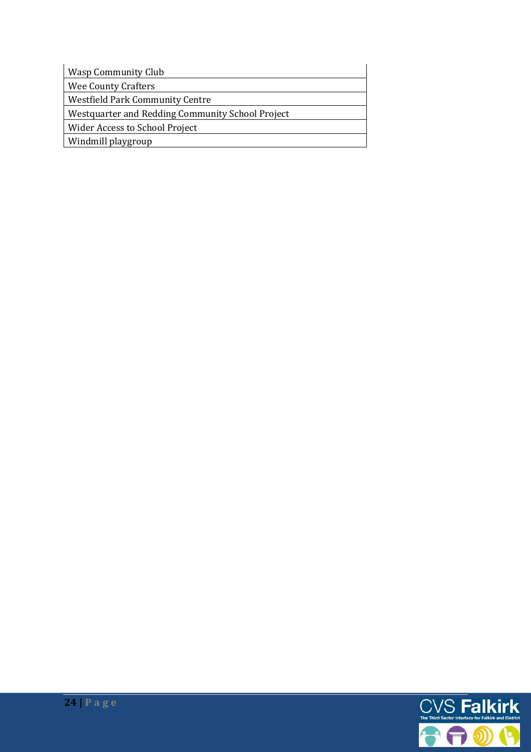| Wasp Community Club |
| --- |
| Wee County Crafters |
| Westfield Park Community Centre |
| Westquarter and Redding Community School Project |
| Wider Access to School Project |
| Windmill playgroup |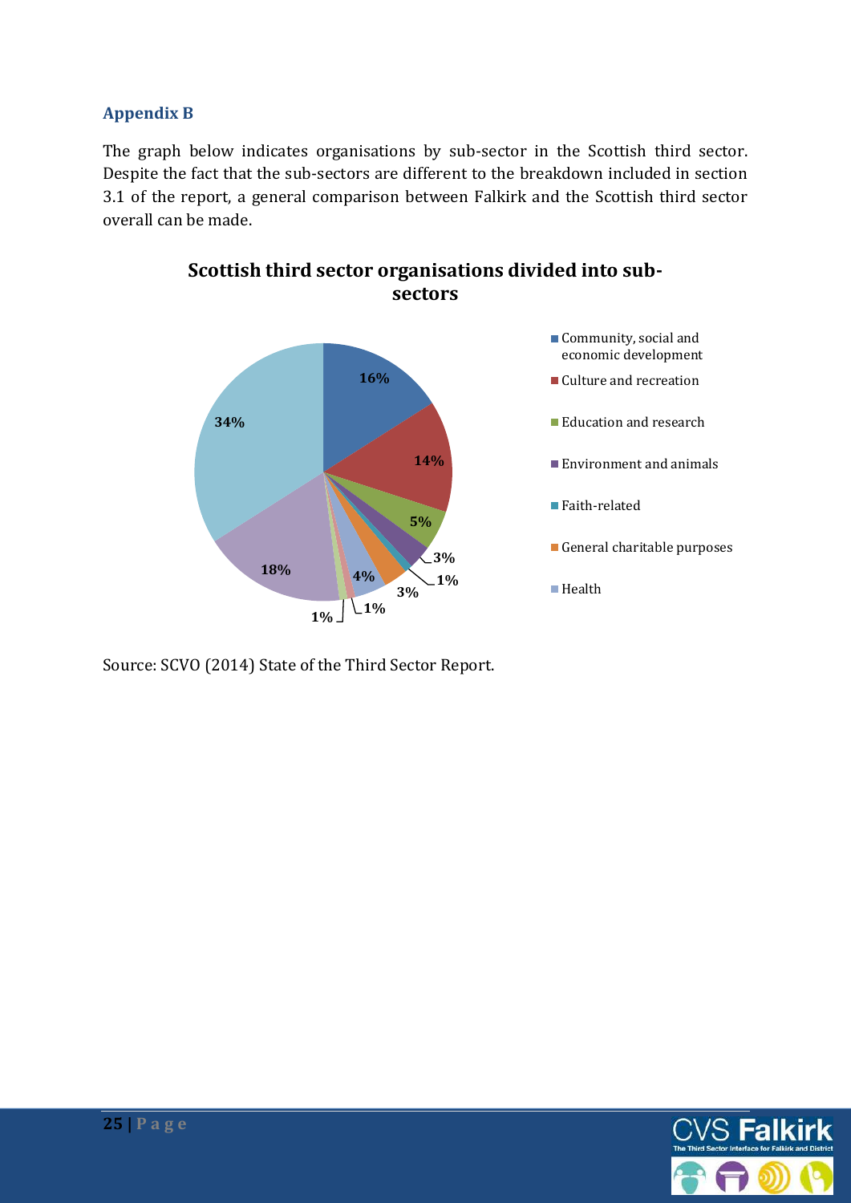## Appendix B

The graph below indicates organisations by sub-sector in the Scottish third sector. Despite the fact that the sub-sectors are different to the breakdown included in section 3.1 of the report, a general comparison between Falkirk and the Scottish third sector overall can be made.

**Scottish third sector organisations divided into sub-sectors**

| Sub-sector | % |
|---|---|
| Community, social and economic development | 16% |
| Culture and recreation | 14% |
| Education and research | 5% |
| Environment and animals | 3% |
| Faith-related | 1% |
| General charitable purposes | 3% |
| Health | 4% |
| (unlabelled) | 1% |
| (unlabelled) | 1% |
| (unlabelled) | 18% |
| (unlabelled) | 34% |

Source: SCVO (2014) State of the Third Sector Report.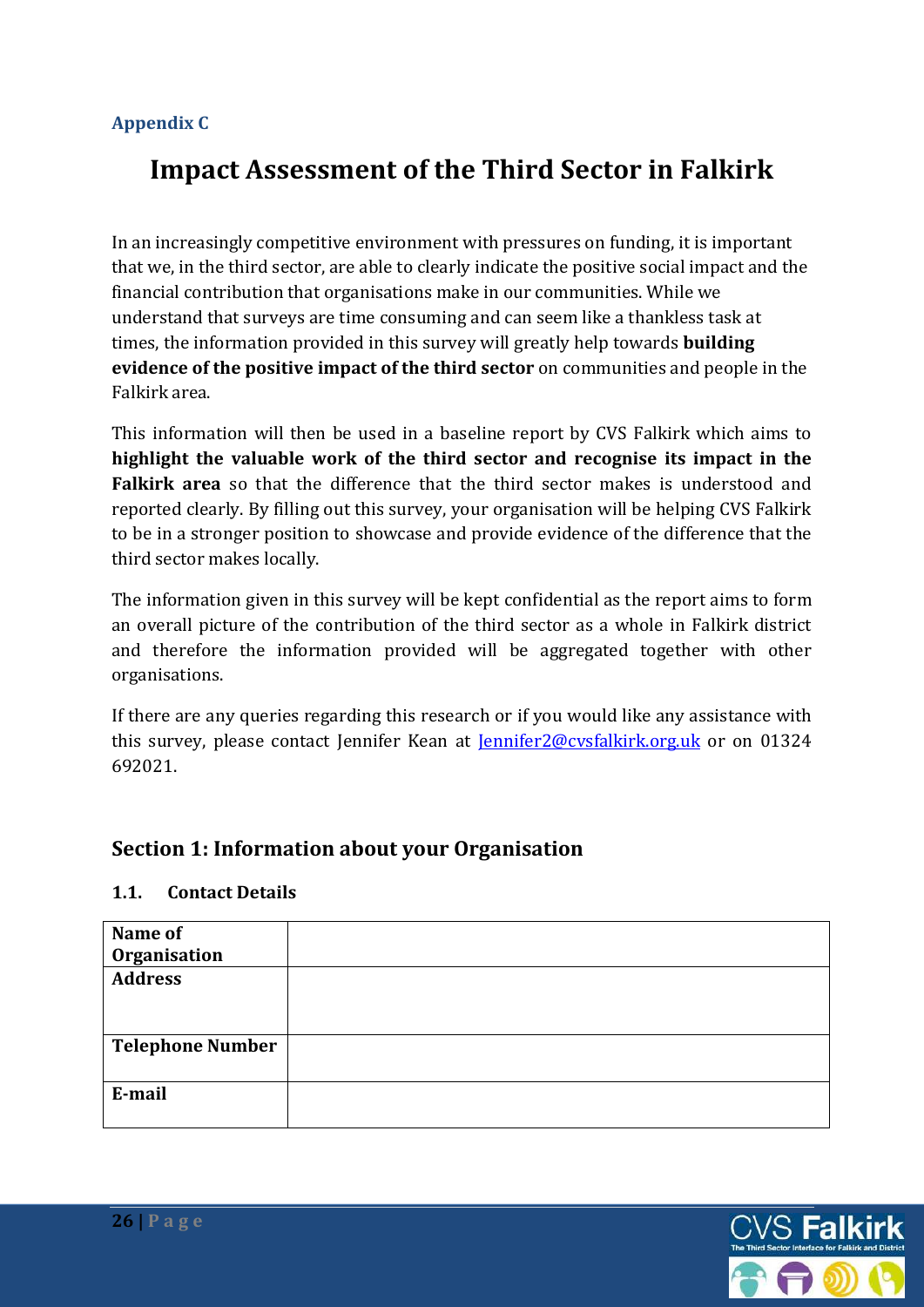**Appendix C**

# Impact Assessment of the Third Sector in Falkirk

In an increasingly competitive environment with pressures on funding, it is important that we, in the third sector, are able to clearly indicate the positive social impact and the financial contribution that organisations make in our communities. While we understand that surveys are time consuming and can seem like a thankless task at times, the information provided in this survey will greatly help towards **building evidence of the positive impact of the third sector** on communities and people in the Falkirk area.

This information will then be used in a baseline report by CVS Falkirk which aims to **highlight the valuable work of the third sector and recognise its impact in the Falkirk area** so that the difference that the third sector makes is understood and reported clearly. By filling out this survey, your organisation will be helping CVS Falkirk to be in a stronger position to showcase and provide evidence of the difference that the third sector makes locally.

The information given in this survey will be kept confidential as the report aims to form an overall picture of the contribution of the third sector as a whole in Falkirk district and therefore the information provided will be aggregated together with other organisations.

If there are any queries regarding this research or if you would like any assistance with this survey, please contact Jennifer Kean at Jennifer2@cvsfalkirk.org.uk or on 01324 692021.

## Section 1: Information about your Organisation

### 1.1. Contact Details

| **Name of Organisation** | |
|---|---|
| **Address** | |
| **Telephone Number** | |
| **E-mail** | |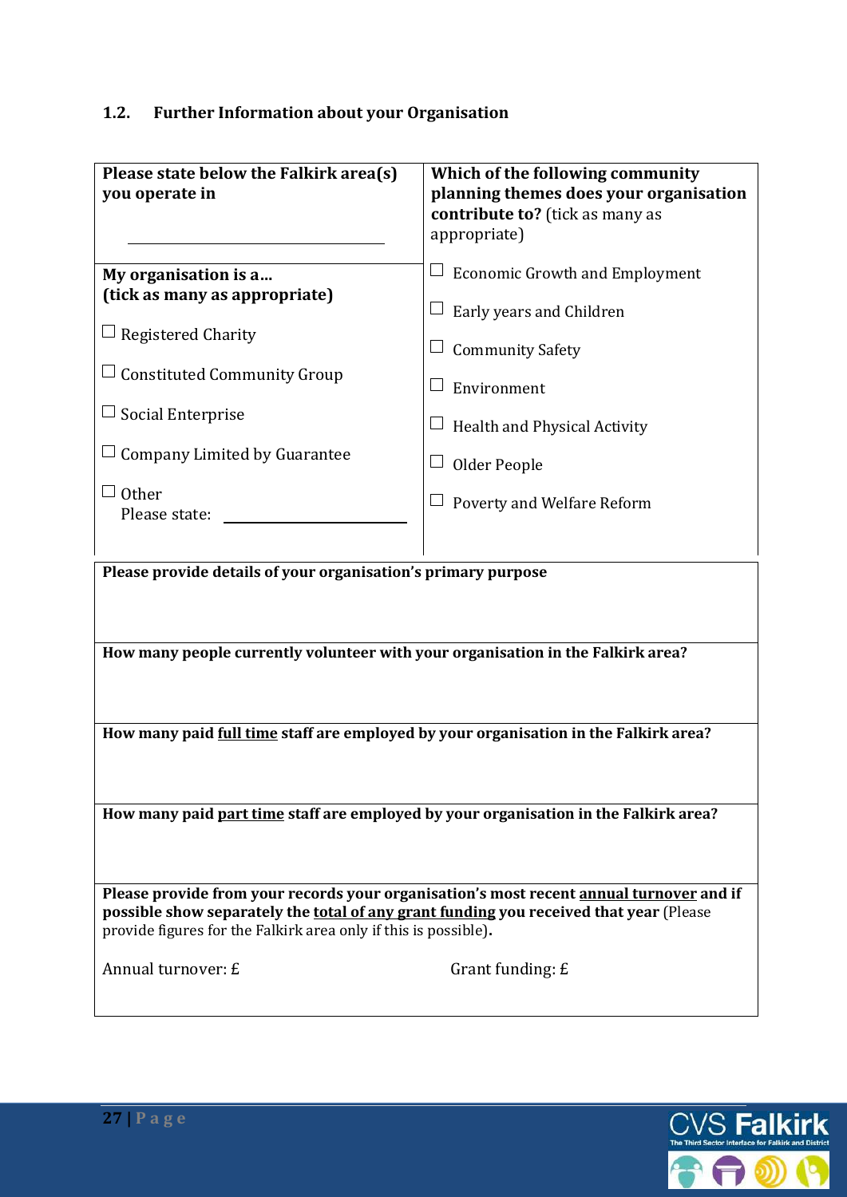### 1.2. Further Information about your Organisation

| **Please state below the Falkirk area(s) you operate in**<br><br>\_\_\_\_\_\_\_\_\_\_\_\_\_\_\_\_\_\_\_\_\_\_\_\_ | **Which of the following community planning themes does your organisation contribute to?** (tick as many as appropriate) |
|---|---|
| **My organisation is a…**<br>**(tick as many as appropriate)**<br><br>☐ Registered Charity<br><br>☐ Constituted Community Group<br><br>☐ Social Enterprise<br><br>☐ Company Limited by Guarantee<br><br>☐ Other<br>Please state: \_\_\_\_\_\_\_\_\_\_\_\_\_\_\_\_\_\_ | ☐ Economic Growth and Employment<br><br>☐ Early years and Children<br><br>☐ Community Safety<br><br>☐ Environment<br><br>☐ Health and Physical Activity<br><br>☐ Older People<br><br>☐ Poverty and Welfare Reform |

| **Please provide details of your organisation's primary purpose** |
|---|
| **How many people currently volunteer with your organisation in the Falkirk area?** |
| **How many paid <u>full time</u> staff are employed by your organisation in the Falkirk area?** |
| **How many paid <u>part time</u> staff are employed by your organisation in the Falkirk area?** |
| **Please provide from your records your organisation's most recent <u>annual turnover</u> and if possible show separately the <u>total of any grant funding</u> you received that year** (Please provide figures for the Falkirk area only if this is possible).<br><br>Annual turnover: £ Grant funding: £ |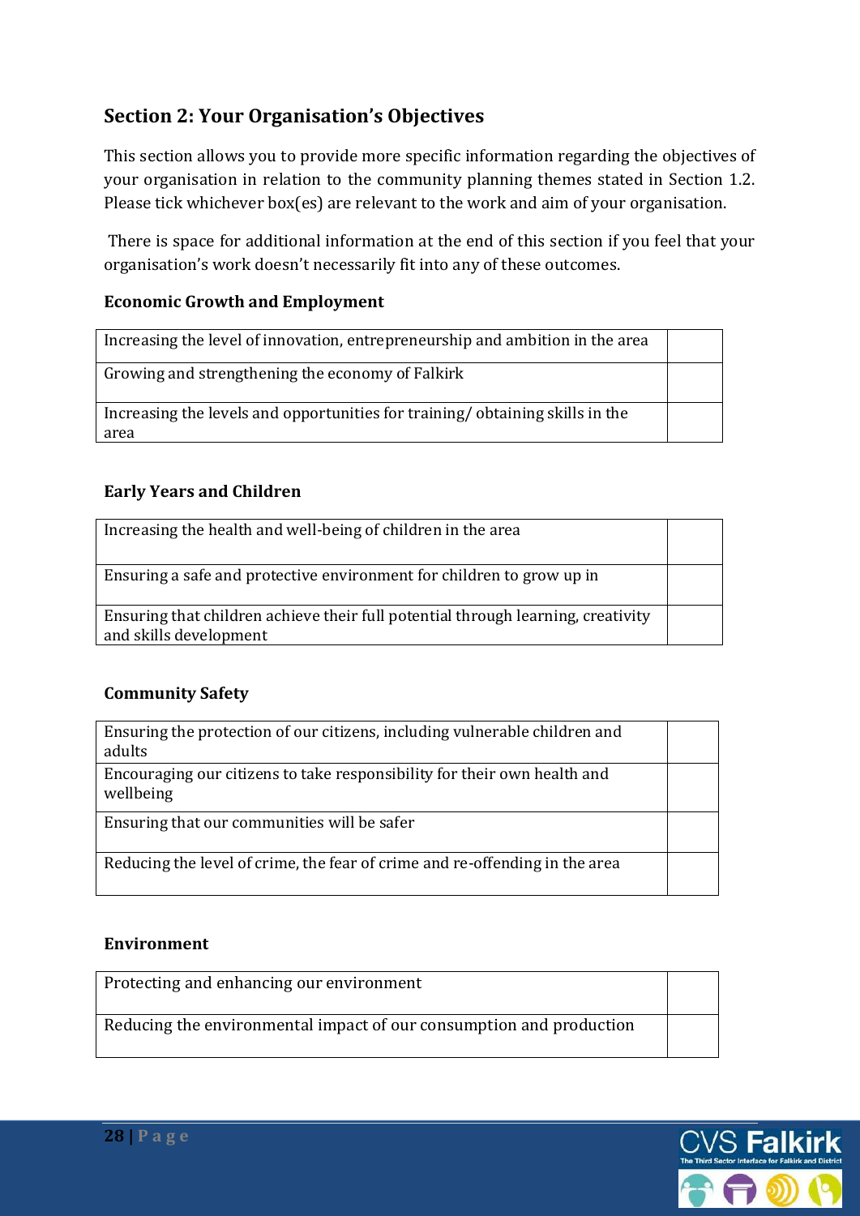## Section 2: Your Organisation's Objectives

This section allows you to provide more specific information regarding the objectives of your organisation in relation to the community planning themes stated in Section 1.2. Please tick whichever box(es) are relevant to the work and aim of your organisation.

There is space for additional information at the end of this section if you feel that your organisation's work doesn't necessarily fit into any of these outcomes.

**Economic Growth and Employment**

| | |
|---|---|
| Increasing the level of innovation, entrepreneurship and ambition in the area | |
| Growing and strengthening the economy of Falkirk | |
| Increasing the levels and opportunities for training/ obtaining skills in the area | |

**Early Years and Children**

| | |
|---|---|
| Increasing the health and well-being of children in the area | |
| Ensuring a safe and protective environment for children to grow up in | |
| Ensuring that children achieve their full potential through learning, creativity and skills development | |

**Community Safety**

| | |
|---|---|
| Ensuring the protection of our citizens, including vulnerable children and adults | |
| Encouraging our citizens to take responsibility for their own health and wellbeing | |
| Ensuring that our communities will be safer | |
| Reducing the level of crime, the fear of crime and re-offending in the area | |

**Environment**

| | |
|---|---|
| Protecting and enhancing our environment | |
| Reducing the environmental impact of our consumption and production | |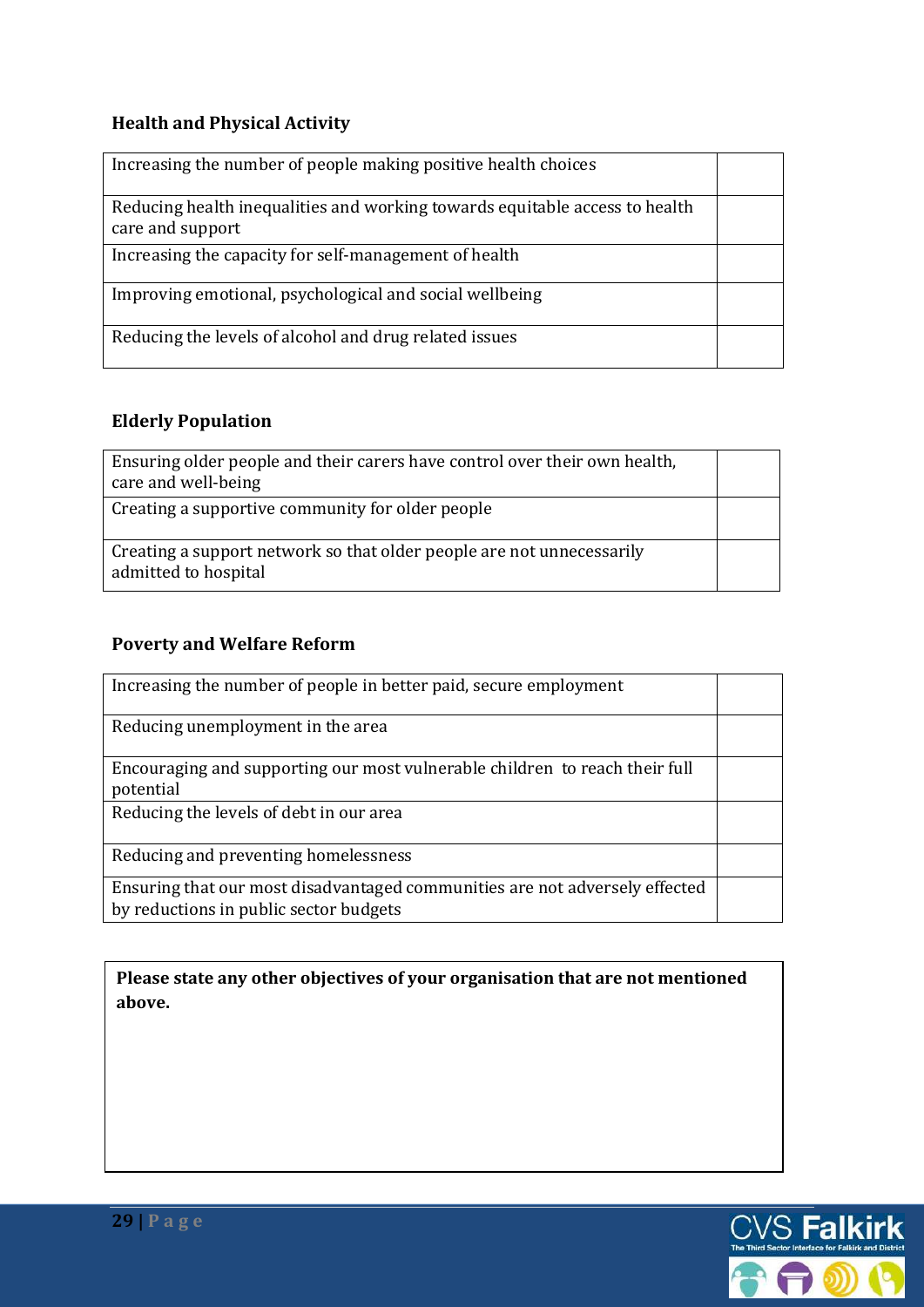### Health and Physical Activity

| | |
|---|---|
| Increasing the number of people making positive health choices | |
| Reducing health inequalities and working towards equitable access to health care and support | |
| Increasing the capacity for self-management of health | |
| Improving emotional, psychological and social wellbeing | |
| Reducing the levels of alcohol and drug related issues | |

### Elderly Population

| | |
|---|---|
| Ensuring older people and their carers have control over their own health, care and well-being | |
| Creating a supportive community for older people | |
| Creating a support network so that older people are not unnecessarily admitted to hospital | |

### Poverty and Welfare Reform

| | |
|---|---|
| Increasing the number of people in better paid, secure employment | |
| Reducing unemployment in the area | |
| Encouraging and supporting our most vulnerable children to reach their full potential | |
| Reducing the levels of debt in our area | |
| Reducing and preventing homelessness | |
| Ensuring that our most disadvantaged communities are not adversely effected by reductions in public sector budgets | |

**Please state any other objectives of your organisation that are not mentioned above.**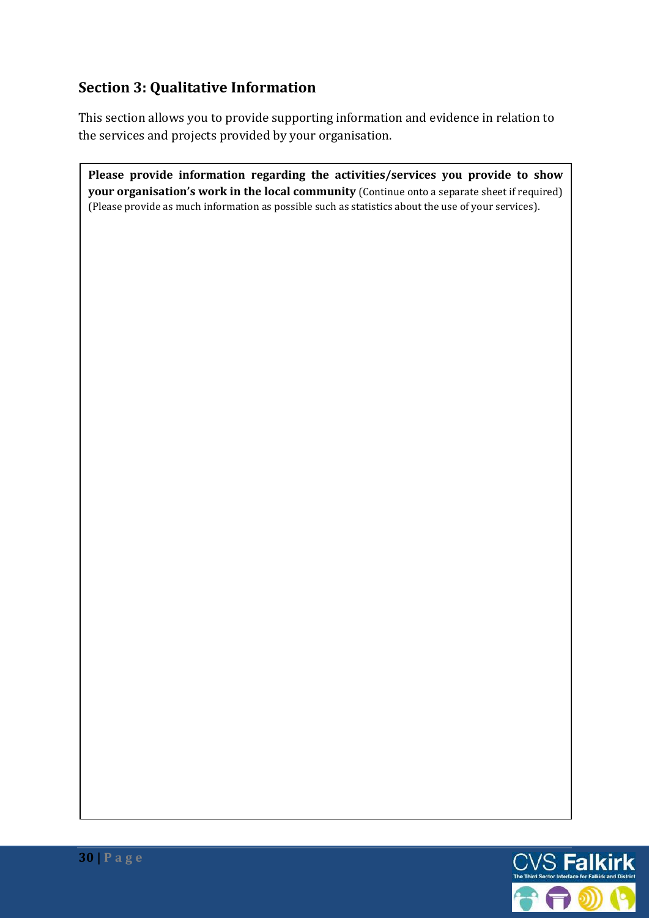## Section 3: Qualitative Information

This section allows you to provide supporting information and evidence in relation to the services and projects provided by your organisation.

| **Please provide information regarding the activities/services you provide to show your organisation's work in the local community** (Continue onto a separate sheet if required) (Please provide as much information as possible such as statistics about the use of your services). |
|---|
| |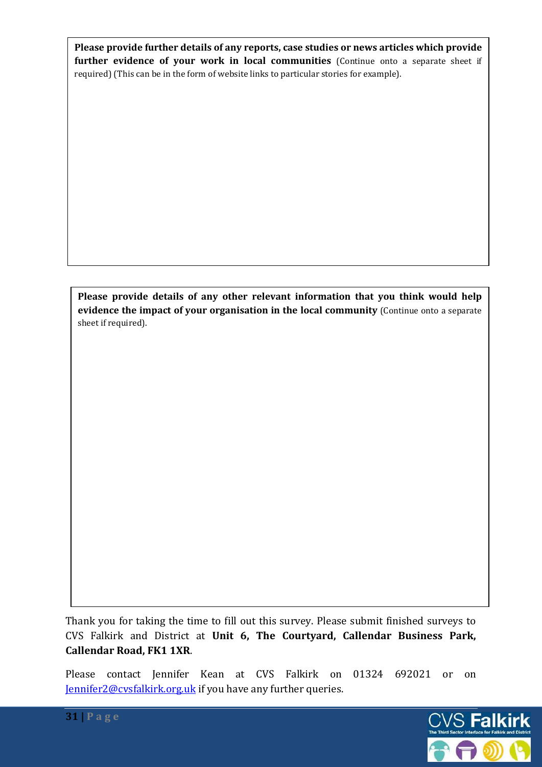**Please provide further details of any reports, case studies or news articles which provide further evidence of your work in local communities** (Continue onto a separate sheet if required) (This can be in the form of website links to particular stories for example).

**Please provide details of any other relevant information that you think would help evidence the impact of your organisation in the local community** (Continue onto a separate sheet if required).

Thank you for taking the time to fill out this survey. Please submit finished surveys to CVS Falkirk and District at **Unit 6, The Courtyard, Callendar Business Park, Callendar Road, FK1 1XR**.

Please contact Jennifer Kean at CVS Falkirk on 01324 692021 or on [Jennifer2@cvsfalkirk.org.uk](mailto:Jennifer2@cvsfalkirk.org.uk) if you have any further queries.